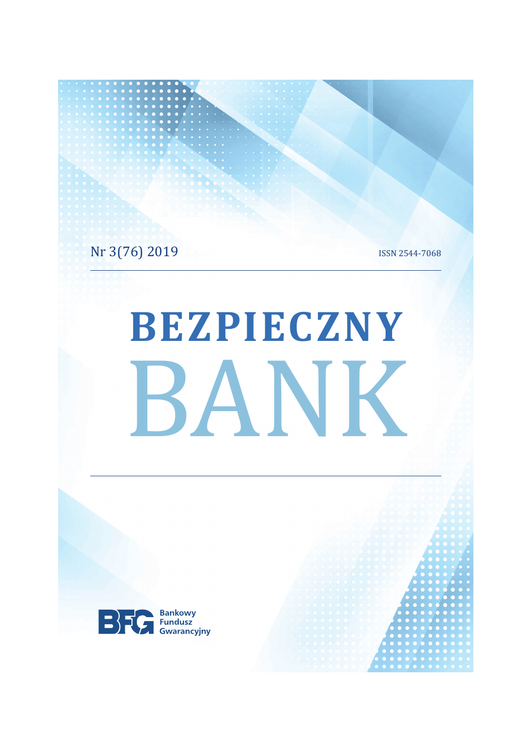Nr 3(76) 2019

ISSN 2544-7068

# BEZPIECZNY BANK

Bankowy Fundusz Gwarancyjny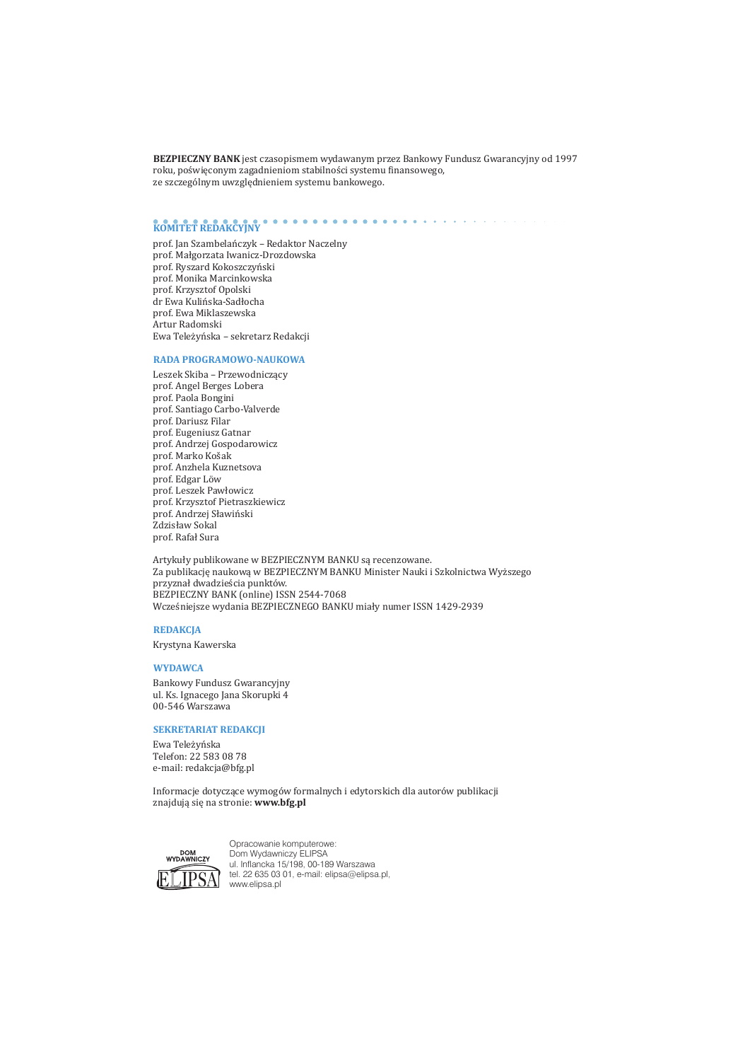**BEZPIECZNY BANK** jest czasopismem wydawanym przez Bankowy Fundusz Gwarancyjny od 1997 roku, poświęconym zagadnieniom stabilności systemu finansowego, ze szczególnym uwzględnieniem systemu bankowego.

## KOMITET REDAKCYJNY

prof. Jan Szambelańczyk – Redaktor Naczelny
prof. Małgorzata Iwanicz-Drozdowska
prof. Ryszard Kokoszczyński
prof. Monika Marcinkowska
prof. Krzysztof Opolski
dr Ewa Kulińska-Sadłocha
prof. Ewa Miklaszewska
Artur Radomski
Ewa Teleżyńska – sekretarz Redakcji

## RADA PROGRAMOWO-NAUKOWA

Leszek Skiba – Przewodniczący
prof. Angel Berges Lobera
prof. Paola Bongini
prof. Santiago Carbo-Valverde
prof. Dariusz Filar
prof. Eugeniusz Gatnar
prof. Andrzej Gospodarowicz
prof. Marko Košak
prof. Anzhela Kuznetsova
prof. Edgar Löw
prof. Leszek Pawłowicz
prof. Krzysztof Pietraszkiewicz
prof. Andrzej Sławiński
Zdzisław Sokal
prof. Rafał Sura

Artykuły publikowane w BEZPIECZNYM BANKU są recenzowane.
Za publikację naukową w BEZPIECZNYM BANKU Minister Nauki i Szkolnictwa Wyższego przyznał dwadzieścia punktów.
BEZPIECZNY BANK (online) ISSN 2544-7068
Wcześniejsze wydania BEZPIECZNEGO BANKU miały numer ISSN 1429-2939

## REDAKCJA

Krystyna Kawerska

## WYDAWCA

Bankowy Fundusz Gwarancyjny
ul. Ks. Ignacego Jana Skorupki 4
00-546 Warszawa

## SEKRETARIAT REDAKCJI

Ewa Teleżyńska
Telefon: 22 583 08 78
e-mail: redakcja@bfg.pl

Informacje dotyczące wymogów formalnych i edytorskich dla autorów publikacji znajdują się na stronie: **www.bfg.pl**

DOM WYDAWNICZY ELIPSA

Opracowanie komputerowe:
Dom Wydawniczy ELIPSA
ul. Inflancka 15/198, 00-189 Warszawa
tel. 22 635 03 01, e-mail: elipsa@elipsa.pl,
www.elipsa.pl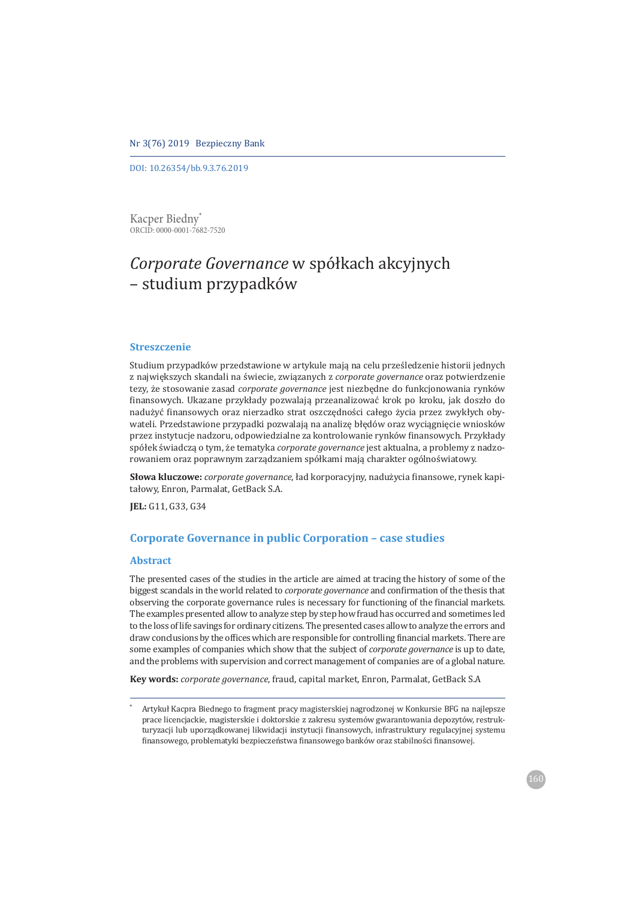DOI: 10.26354/bb.9.3.76.2019

Kacper Biedny[*]
ORCID: 0000-0001-7682-7520

# *Corporate Governance* w spółkach akcyjnych – studium przypadków

## Streszczenie

Studium przypadków przedstawione w artykule mają na celu prześledzenie historii jednych z największych skandali na świecie, związanych z *corporate governance* oraz potwierdzenie tezy, że stosowanie zasad *corporate governance* jest niezbędne do funkcjonowania rynków finansowych. Ukazane przykłady pozwalają przeanalizować krok po kroku, jak doszło do nadużyć finansowych oraz nierzadko strat oszczędności całego życia przez zwykłych obywateli. Przedstawione przypadki pozwalają na analizę błędów oraz wyciągnięcie wniosków przez instytucje nadzoru, odpowiedzialne za kontrolowanie rynków finansowych. Przykłady spółek świadczą o tym, że tematyka *corporate governance* jest aktualna, a problemy z nadzorowaniem oraz poprawnym zarządzaniem spółkami mają charakter ogólnoświatowy.

**Słowa kluczowe:** *corporate governance*, ład korporacyjny, nadużycia finansowe, rynek kapitałowy, Enron, Parmalat, GetBack S.A.

**JEL:** G11, G33, G34

## Corporate Governance in public Corporation – case studies

## Abstract

The presented cases of the studies in the article are aimed at tracing the history of some of the biggest scandals in the world related to *corporate governance* and confirmation of the thesis that observing the corporate governance rules is necessary for functioning of the financial markets. The examples presented allow to analyze step by step how fraud has occurred and sometimes led to the loss of life savings for ordinary citizens. The presented cases allow to analyze the errors and draw conclusions by the offices which are responsible for controlling financial markets. There are some examples of companies which show that the subject of *corporate governance* is up to date, and the problems with supervision and correct management of companies are of a global nature.

**Key words:** *corporate governance*, fraud, capital market, Enron, Parmalat, GetBack S.A

[*] Artykuł Kacpra Biednego to fragment pracy magisterskiej nagrodzonej w Konkursie BFG na najlepsze prace licencjackie, magisterskie i doktorskie z zakresu systemów gwarantowania depozytów, restrukturyzacji lub uporządkowanej likwidacji instytucji finansowych, infrastruktury regulacyjnej systemu finansowego, problematyki bezpieczeństwa finansowego banków oraz stabilności finansowej.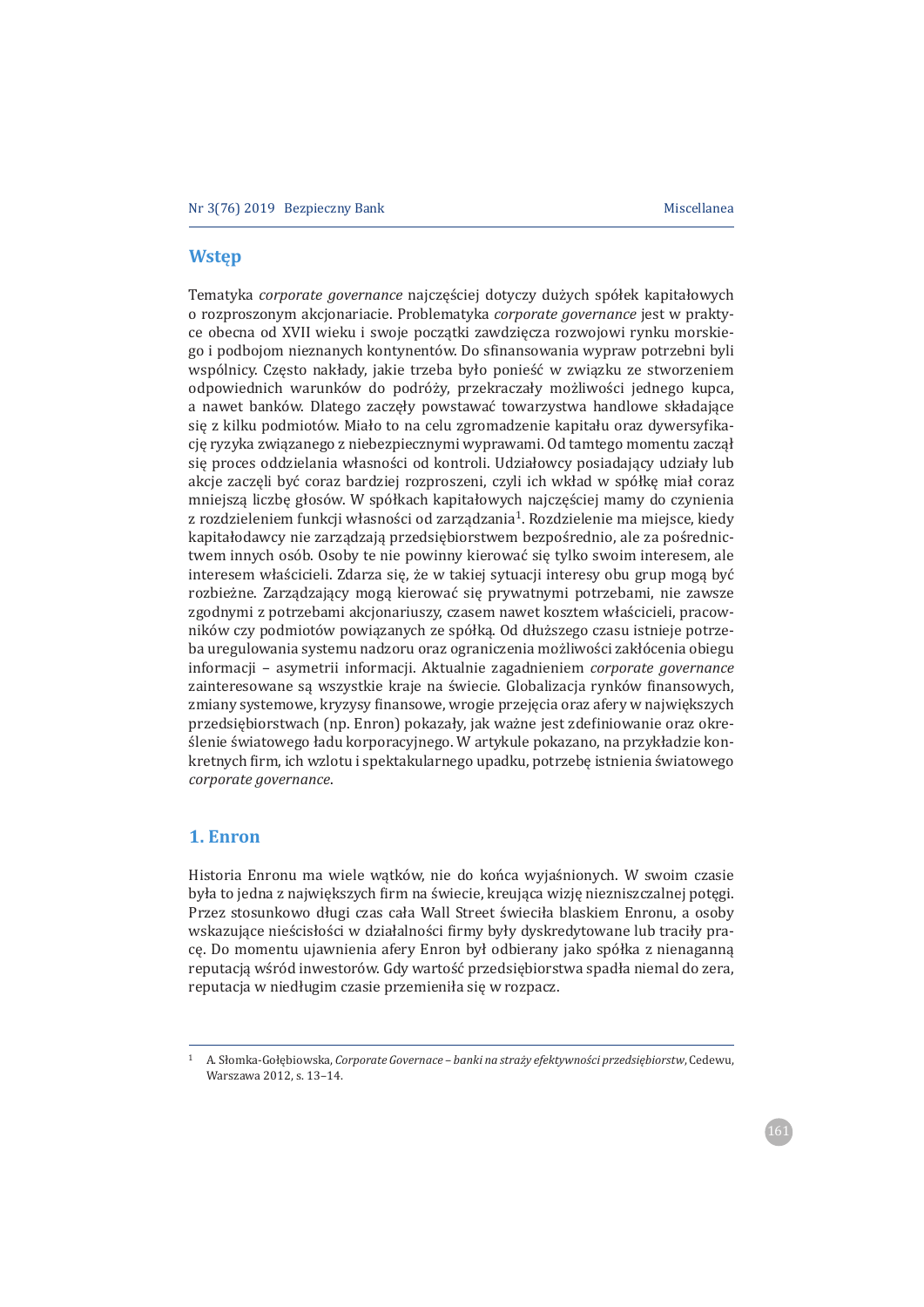## Wstęp

Tematyka *corporate governance* najczęściej dotyczy dużych spółek kapitałowych o rozproszonym akcjonariacie. Problematyka *corporate governance* jest w praktyce obecna od XVII wieku i swoje początki zawdzięcza rozwojowi rynku morskiego i podbojom nieznanych kontynentów. Do sfinansowania wypraw potrzebni byli wspólnicy. Często nakłady, jakie trzeba było ponieść w związku ze stworzeniem odpowiednich warunków do podróży, przekraczały możliwości jednego kupca, a nawet banków. Dlatego zaczęły powstawać towarzystwa handlowe składające się z kilku podmiotów. Miało to na celu zgromadzenie kapitału oraz dywersyfikację ryzyka związanego z niebezpiecznymi wyprawami. Od tamtego momentu zaczął się proces oddzielania własności od kontroli. Udziałowcy posiadający udziały lub akcje zaczęli być coraz bardziej rozproszeni, czyli ich wkład w spółkę miał coraz mniejszą liczbę głosów. W spółkach kapitałowych najczęściej mamy do czynienia z rozdzieleniem funkcji własności od zarządzania[1]. Rozdzielenie ma miejsce, kiedy kapitałodawcy nie zarządzają przedsiębiorstwem bezpośrednio, ale za pośrednictwem innych osób. Osoby te nie powinny kierować się tylko swoim interesem, ale interesem właścicieli. Zdarza się, że w takiej sytuacji interesy obu grup mogą być rozbieżne. Zarządzający mogą kierować się prywatnymi potrzebami, nie zawsze zgodnymi z potrzebami akcjonariuszy, czasem nawet kosztem właścicieli, pracowników czy podmiotów powiązanych ze spółką. Od dłuższego czasu istnieje potrzeba uregulowania systemu nadzoru oraz ograniczenia możliwości zakłócenia obiegu informacji – asymetrii informacji. Aktualnie zagadnieniem *corporate governance* zainteresowane są wszystkie kraje na świecie. Globalizacja rynków finansowych, zmiany systemowe, kryzysy finansowe, wrogie przejęcia oraz afery w największych przedsiębiorstwach (np. Enron) pokazały, jak ważne jest zdefiniowanie oraz określenie światowego ładu korporacyjnego. W artykule pokazano, na przykładzie konkretnych firm, ich wzlotu i spektakularnego upadku, potrzebę istnienia światowego *corporate governance*.

## 1. Enron

Historia Enronu ma wiele wątków, nie do końca wyjaśnionych. W swoim czasie była to jedna z największych firm na świecie, kreująca wizję niezniszczalnej potęgi. Przez stosunkowo długi czas cała Wall Street świeciła blaskiem Enronu, a osoby wskazujące nieścisłości w działalności firmy były dyskredytowane lub traciły pracę. Do momentu ujawnienia afery Enron był odbierany jako spółka z nienaganną reputacją wśród inwestorów. Gdy wartość przedsiębiorstwa spadła niemal do zera, reputacja w niedługim czasie przemieniła się w rozpacz.

---

[1] A. Słomka-Gołębiowska, *Corporate Governace – banki na straży efektywności przedsiębiorstw*, Cedewu, Warszawa 2012, s. 13–14.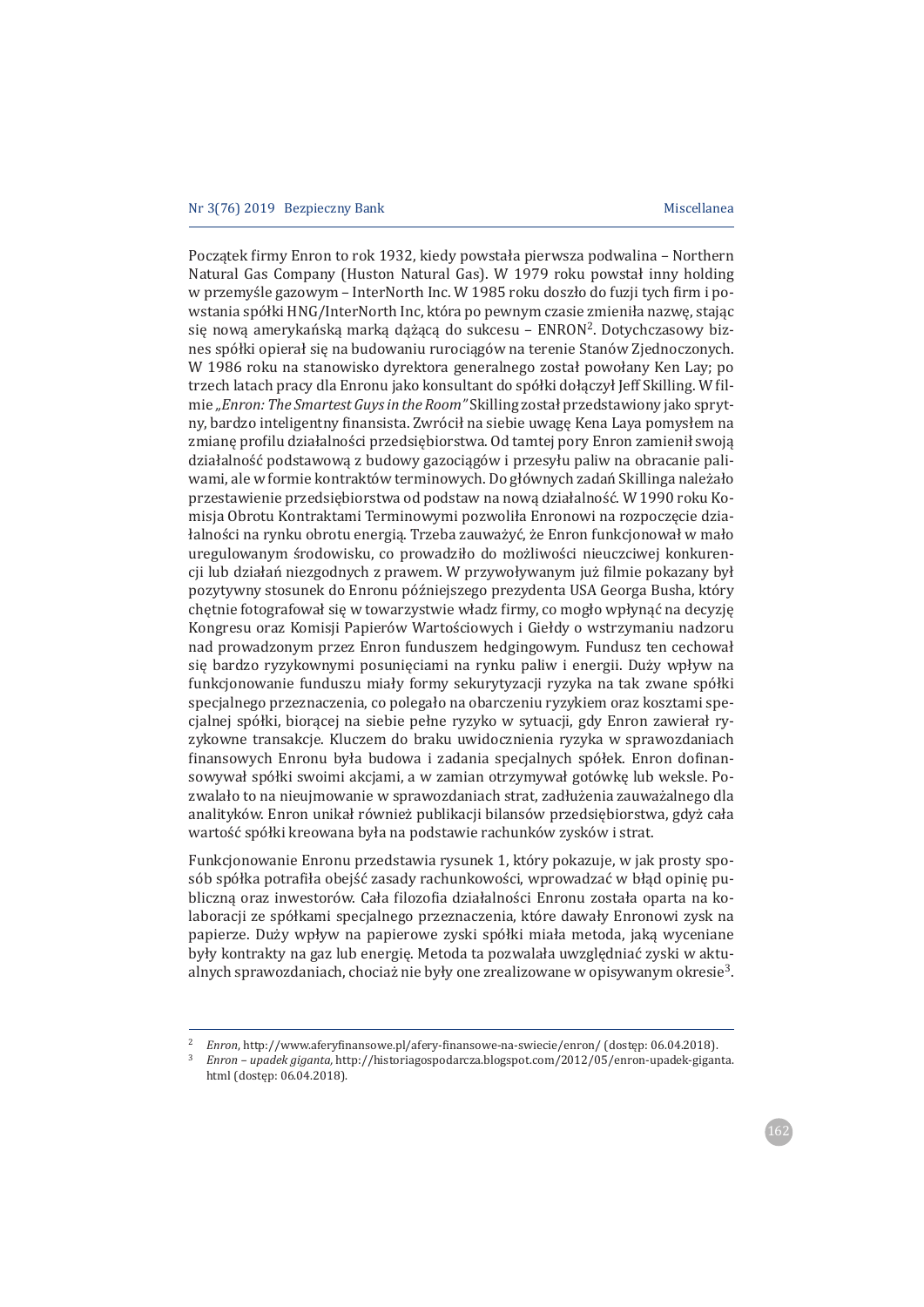Początek firmy Enron to rok 1932, kiedy powstała pierwsza podwalina – Northern Natural Gas Company (Huston Natural Gas). W 1979 roku powstał inny holding w przemyśle gazowym – InterNorth Inc. W 1985 roku doszło do fuzji tych firm i powstania spółki HNG/InterNorth Inc, która po pewnym czasie zmieniła nazwę, stając się nową amerykańską marką dążącą do sukcesu – ENRON[2]. Dotychczasowy biznes spółki opierał się na budowaniu rurociągów na terenie Stanów Zjednoczonych. W 1986 roku na stanowisko dyrektora generalnego został powołany Ken Lay; po trzech latach pracy dla Enronu jako konsultant do spółki dołączył Jeff Skilling. W filmie *„Enron: The Smartest Guys in the Room"* Skilling został przedstawiony jako sprytny, bardzo inteligentny finansista. Zwrócił na siebie uwagę Kena Laya pomysłem na zmianę profilu działalności przedsiębiorstwa. Od tamtej pory Enron zamienił swoją działalność podstawową z budowy gazociągów i przesyłu paliw na obracanie paliwami, ale w formie kontraktów terminowych. Do głównych zadań Skillinga należało przestawienie przedsiębiorstwa od podstaw na nową działalność. W 1990 roku Komisja Obrotu Kontraktami Terminowymi pozwoliła Enronowi na rozpoczęcie działalności na rynku obrotu energią. Trzeba zauważyć, że Enron funkcjonował w mało uregulowanym środowisku, co prowadziło do możliwości nieuczciwej konkurencji lub działań niezgodnych z prawem. W przywoływanym już filmie pokazany był pozytywny stosunek do Enronu późniejszego prezydenta USA Georga Busha, który chętnie fotografował się w towarzystwie władz firmy, co mogło wpłynąć na decyzję Kongresu oraz Komisji Papierów Wartościowych i Giełdy o wstrzymaniu nadzoru nad prowadzonym przez Enron funduszem hedgingowym. Fundusz ten cechował się bardzo ryzykownymi posunięciami na rynku paliw i energii. Duży wpływ na funkcjonowanie funduszu miały formy sekurytyzacji ryzyka na tak zwane spółki specjalnego przeznaczenia, co polegało na obarczeniu ryzykiem oraz kosztami specjalnej spółki, biorącej na siebie pełne ryzyko w sytuacji, gdy Enron zawierał ryzykowne transakcje. Kluczem do braku uwidocznienia ryzyka w sprawozdaniach finansowych Enronu była budowa i zadania specjalnych spółek. Enron dofinansowywał spółki swoimi akcjami, a w zamian otrzymywał gotówkę lub weksle. Pozwalało to na nieujmowanie w sprawozdaniach strat, zadłużenia zauważalnego dla analityków. Enron unikał również publikacji bilansów przedsiębiorstwa, gdyż cała wartość spółki kreowana była na podstawie rachunków zysków i strat.

Funkcjonowanie Enronu przedstawia rysunek 1, który pokazuje, w jak prosty sposób spółka potrafiła obejść zasady rachunkowości, wprowadzać w błąd opinię publiczną oraz inwestorów. Cała filozofia działalności Enronu została oparta na kolaboracji ze spółkami specjalnego przeznaczenia, które dawały Enronowi zysk na papierze. Duży wpływ na papierowe zyski spółki miała metoda, jaką wyceniane były kontrakty na gaz lub energię. Metoda ta pozwalała uwzględniać zyski w aktualnych sprawozdaniach, chociaż nie były one zrealizowane w opisywanym okresie[3].

---

[2] *Enron*, http://www.aferyfinansowe.pl/afery-finansowe-na-swiecie/enron/ (dostęp: 06.04.2018).

[3] *Enron – upadek giganta*, http://historiagospodarcza.blogspot.com/2012/05/enron-upadek-giganta.html (dostęp: 06.04.2018).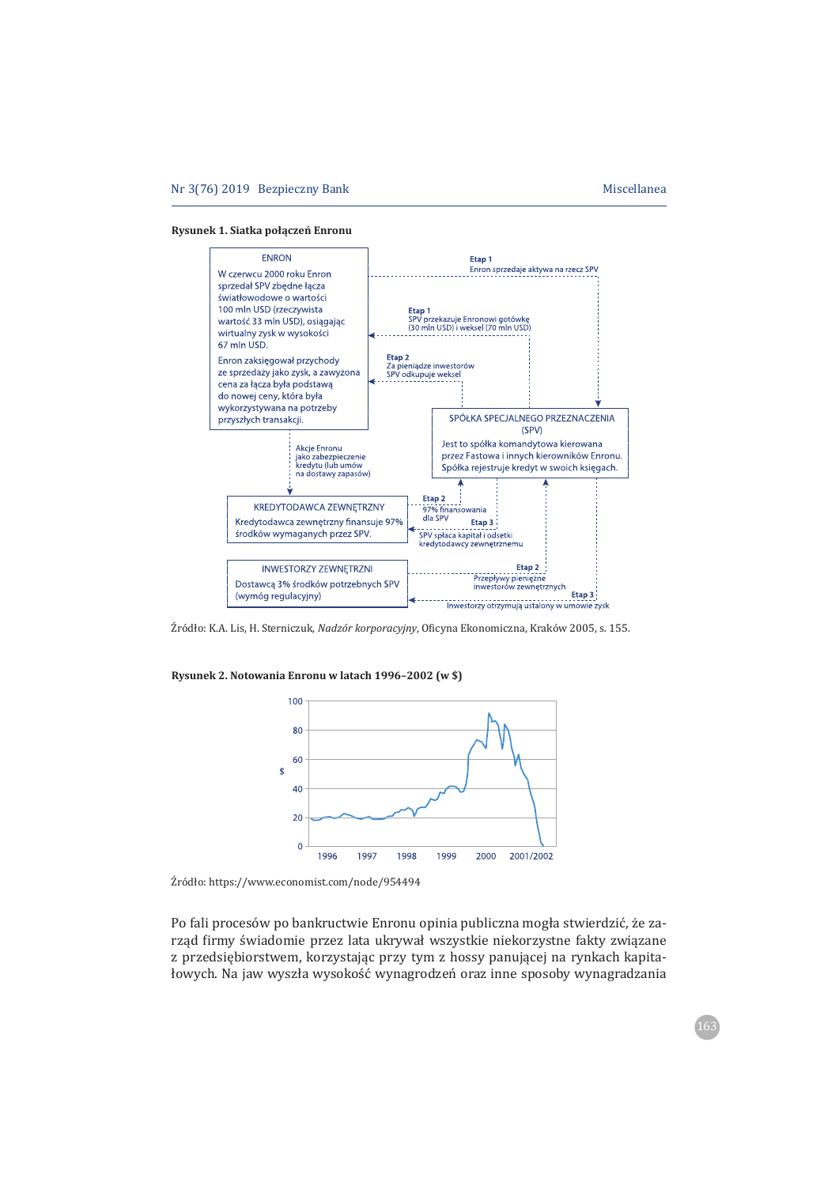**Rysunek 1. Siatka połączeń Enronu**

ENRON

W czerwcu 2000 roku Enron sprzedał SPV zbędne łącza światłowodowe o wartości 100 mln USD (rzeczywista wartość 33 mln USD), osiągając wirtualny zysk w wysokości 67 mln USD.

Enron zaksięgował przychody ze sprzedaży jako zysk, a zawyżona cena za łącza była podstawą do nowej ceny, która była wykorzystywana na potrzeby przyszłych transakcji.

Etap 1
Enron sprzedaje aktywa na rzecz SPV

Etap 1
SPV przekazuje Enronowi gotówkę (30 mln USD) i weksel (70 mln USD)

Etap 2
Za pieniądze inwestorów SPV odkupuje weksel

SPÓŁKA SPECJALNEGO PRZEZNACZENIA (SPV)

Jest to spółka komandytowa kierowana przez Fastowa i innych kierowników Enronu. Spółka rejestruje kredyt w swoich księgach.

Akcje Enronu jako zabezpieczenie kredytu (lub umów na dostawy zapasów)

KREDYTODAWCA ZEWNĘTRZNY

Kredytodawca zewnętrzny finansuje 97% środków wymaganych przez SPV.

Etap 2
97% finansowania dla SPV

Etap 3
SPV spłaca kapitał i odsetki kredytodawcy zewnętrznemu

INWESTORZY ZEWNĘTRZNI

Dostawcą 3% środków potrzebnych SPV (wymóg regulacyjny)

Etap 2
Przepływy pieniężne inwestorów zewnętrznych

Etap 3
Inwestorzy otrzymują ustalony w umowie zysk

Źródło: K.A. Lis, H. Sterniczuk, *Nadzór korporacyjny*, Oficyna Ekonomiczna, Kraków 2005, s. 155.

**Rysunek 2. Notowania Enronu w latach 1996–2002 (w $)**

Źródło: https://www.economist.com/node/954494

Po fali procesów po bankructwie Enronu opinia publiczna mogła stwierdzić, że zarząd firmy świadomie przez lata ukrywał wszystkie niekorzystne fakty związane z przedsiębiorstwem, korzystając przy tym z hossy panującej na rynkach kapitałowych. Na jaw wyszła wysokość wynagrodzeń oraz inne sposoby wynagradzania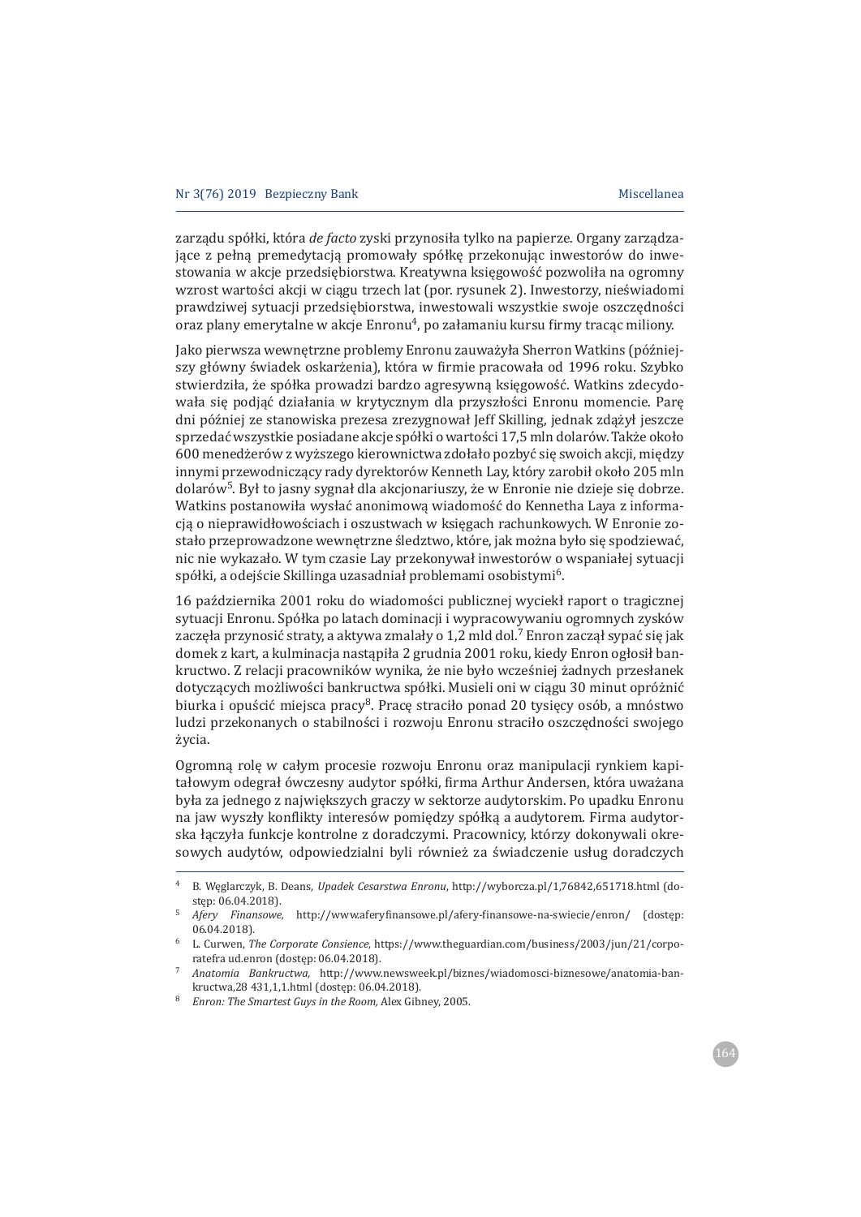zarządu spółki, która *de facto* zyski przynosiła tylko na papierze. Organy zarządzające z pełną premedytacją promowały spółkę przekonując inwestorów do inwestowania w akcje przedsiębiorstwa. Kreatywna księgowość pozwoliła na ogromny wzrost wartości akcji w ciągu trzech lat (por. rysunek 2). Inwestorzy, nieświadomi prawdziwej sytuacji przedsiębiorstwa, inwestowali wszystkie swoje oszczędności oraz plany emerytalne w akcje Enronu[4], po załamaniu kursu firmy tracąc miliony.

Jako pierwsza wewnętrzne problemy Enronu zauważyła Sherron Watkins (późniejszy główny świadek oskarżenia), która w firmie pracowała od 1996 roku. Szybko stwierdziła, że spółka prowadzi bardzo agresywną księgowość. Watkins zdecydowała się podjąć działania w krytycznym dla przyszłości Enronu momencie. Parę dni później ze stanowiska prezesa zrezygnował Jeff Skilling, jednak zdążył jeszcze sprzedać wszystkie posiadane akcje spółki o wartości 17,5 mln dolarów. Także około 600 menedżerów z wyższego kierownictwa zdołało pozbyć się swoich akcji, między innymi przewodniczący rady dyrektorów Kenneth Lay, który zarobił około 205 mln dolarów[5]. Był to jasny sygnał dla akcjonariuszy, że w Enronie nie dzieje się dobrze. Watkins postanowiła wysłać anonimową wiadomość do Kennetha Laya z informacją o nieprawidłowościach i oszustwach w księgach rachunkowych. W Enronie zostało przeprowadzone wewnętrzne śledztwo, które, jak można było się spodziewać, nic nie wykazało. W tym czasie Lay przekonywał inwestorów o wspaniałej sytuacji spółki, a odejście Skillinga uzasadniał problemami osobistymi[6].

16 października 2001 roku do wiadomości publicznej wyciekł raport o tragicznej sytuacji Enronu. Spółka po latach dominacji i wypracowywaniu ogromnych zysków zaczęła przynosić straty, a aktywa zmalały o 1,2 mld dol.[7] Enron zaczął sypać się jak domek z kart, a kulminacja nastąpiła 2 grudnia 2001 roku, kiedy Enron ogłosił bankructwo. Z relacji pracowników wynika, że nie było wcześniej żadnych przesłanek dotyczących możliwości bankructwa spółki. Musieli oni w ciągu 30 minut opróżnić biurka i opuścić miejsca pracy[8]. Pracę straciło ponad 20 tysięcy osób, a mnóstwo ludzi przekonanych o stabilności i rozwoju Enronu straciło oszczędności swojego życia.

Ogromną rolę w całym procesie rozwoju Enronu oraz manipulacji rynkiem kapitałowym odegrał ówczesny audytor spółki, firma Arthur Andersen, która uważana była za jednego z największych graczy w sektorze audytorskim. Po upadku Enronu na jaw wyszły konflikty interesów pomiędzy spółką a audytorem. Firma audytorska łączyła funkcje kontrolne z doradczymi. Pracownicy, którzy dokonywali okresowych audytów, odpowiedzialni byli również za świadczenie usług doradczych

---

[4] B. Węglarczyk, B. Deans, *Upadek Cesarstwa Enronu*, http://wyborcza.pl/1,76842,651718.html (dostęp: 06.04.2018).

[5] *Afery Finansowe*, http://www.aferyfinansowe.pl/afery-finansowe-na-swiecie/enron/ (dostęp: 06.04.2018).

[6] L. Curwen, *The Corporate Consience*, https://www.theguardian.com/business/2003/jun/21/corporatefra ud.enron (dostęp: 06.04.2018).

[7] *Anatomia Bankructwa*, http://www.newsweek.pl/biznes/wiadomosci-biznesowe/anatomia-bankructwa,28 431,1,1.html (dostęp: 06.04.2018).

[8] *Enron: The Smartest Guys in the Room*, Alex Gibney, 2005.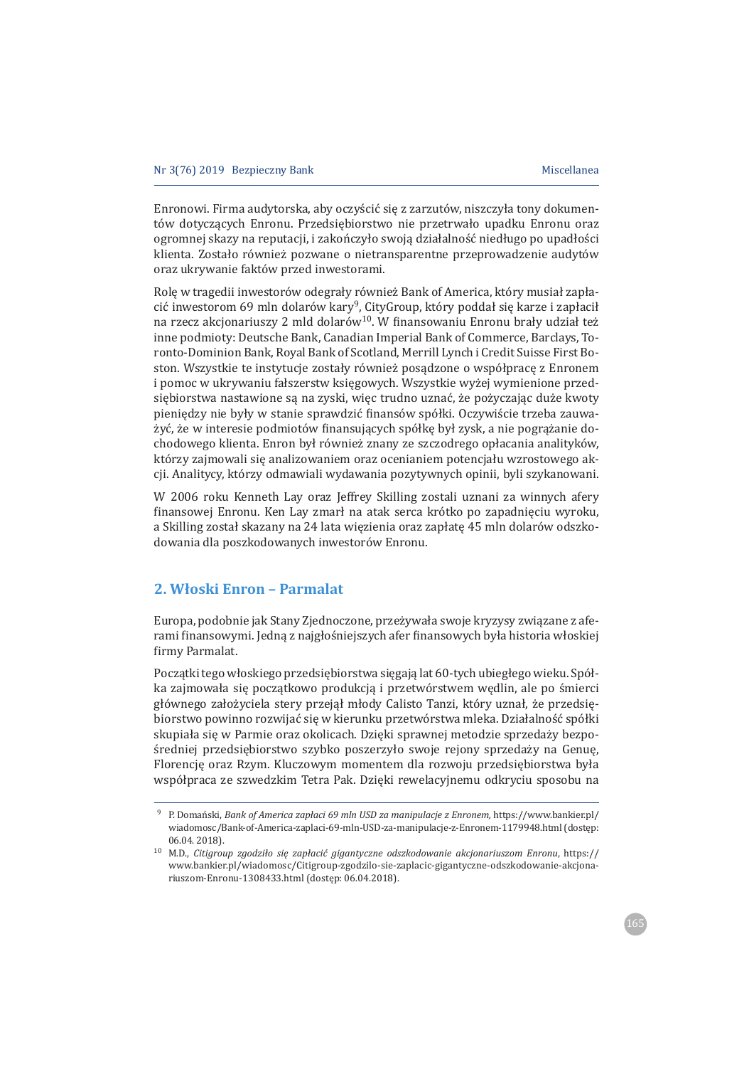Enronowi. Firma audytorska, aby oczyścić się z zarzutów, niszczyła tony dokumentów dotyczących Enronu. Przedsiębiorstwo nie przetrwało upadku Enronu oraz ogromnej skazy na reputacji, i zakończyło swoją działalność niedługo po upadłości klienta. Zostało również pozwane o nietransparentne przeprowadzenie audytów oraz ukrywanie faktów przed inwestorami.

Rolę w tragedii inwestorów odegrały również Bank of America, który musiał zapłacić inwestorom 69 mln dolarów kary[9], CityGroup, który poddał się karze i zapłacił na rzecz akcjonariuszy 2 mld dolarów[10]. W finansowaniu Enronu brały udział też inne podmioty: Deutsche Bank, Canadian Imperial Bank of Commerce, Barclays, Toronto-Dominion Bank, Royal Bank of Scotland, Merrill Lynch i Credit Suisse First Boston. Wszystkie te instytucje zostały również posądzone o współpracę z Enronem i pomoc w ukrywaniu fałszerstw księgowych. Wszystkie wyżej wymienione przedsiębiorstwa nastawione są na zyski, więc trudno uznać, że pożyczając duże kwoty pieniędzy nie były w stanie sprawdzić finansów spółki. Oczywiście trzeba zauważyć, że w interesie podmiotów finansujących spółkę był zysk, a nie pogrążanie dochodowego klienta. Enron był również znany ze szczodrego opłacania analityków, którzy zajmowali się analizowaniem oraz ocenianiem potencjału wzrostowego akcji. Analitycy, którzy odmawiali wydawania pozytywnych opinii, byli szykanowani.

W 2006 roku Kenneth Lay oraz Jeffrey Skilling zostali uznani za winnych afery finansowej Enronu. Ken Lay zmarł na atak serca krótko po zapadnięciu wyroku, a Skilling został skazany na 24 lata więzienia oraz zapłatę 45 mln dolarów odszkodowania dla poszkodowanych inwestorów Enronu.

## 2. Włoski Enron – Parmalat

Europa, podobnie jak Stany Zjednoczone, przeżywała swoje kryzysy związane z aferami finansowymi. Jedną z najgłośniejszych afer finansowych była historia włoskiej firmy Parmalat.

Początki tego włoskiego przedsiębiorstwa sięgają lat 60-tych ubiegłego wieku. Spółka zajmowała się początkowo produkcją i przetwórstwem wędlin, ale po śmierci głównego założyciela stery przejął młody Calisto Tanzi, który uznał, że przedsiębiorstwo powinno rozwijać się w kierunku przetwórstwa mleka. Działalność spółki skupiała się w Parmie oraz okolicach. Dzięki sprawnej metodzie sprzedaży bezpośredniej przedsiębiorstwo szybko poszerzyło swoje rejony sprzedaży na Genuę, Florencję oraz Rzym. Kluczowym momentem dla rozwoju przedsiębiorstwa była współpraca ze szwedzkim Tetra Pak. Dzięki rewelacyjnemu odkryciu sposobu na

---

[9] P. Domański, *Bank of America zapłaci 69 mln USD za manipulacje z Enronem*, https://www.bankier.pl/wiadomosc/Bank-of-America-zaplaci-69-mln-USD-za-manipulacje-z-Enronem-1179948.html (dostęp: 06.04. 2018).

[10] M.D., *Citigroup zgodziło się zapłacić gigantyczne odszkodowanie akcjonariuszom Enronu*, https://www.bankier.pl/wiadomosc/Citigroup-zgodzilo-sie-zaplacic-gigantyczne-odszkodowanie-akcjonariuszom-Enronu-1308433.html (dostęp: 06.04.2018).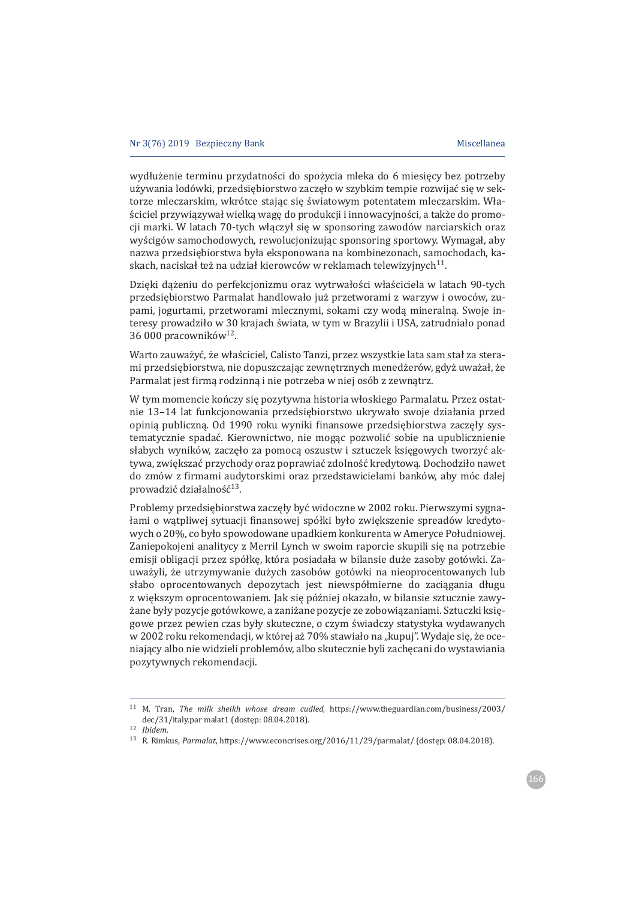wydłużenie terminu przydatności do spożycia mleka do 6 miesięcy bez potrzeby używania lodówki, przedsiębiorstwo zaczęło w szybkim tempie rozwijać się w sektorze mleczarskim, wkrótce stając się światowym potentatem mleczarskim. Właściciel przywiązywał wielką wagę do produkcji i innowacyjności, a także do promocji marki. W latach 70-tych włączył się w sponsoring zawodów narciarskich oraz wyścigów samochodowych, rewolucjonizując sponsoring sportowy. Wymagał, aby nazwa przedsiębiorstwa była eksponowana na kombinezonach, samochodach, kaskach, naciskał też na udział kierowców w reklamach telewizyjnych[11].

Dzięki dążeniu do perfekcjonizmu oraz wytrwałości właściciela w latach 90-tych przedsiębiorstwo Parmalat handlowało już przetworami z warzyw i owoców, zupami, jogurtami, przetworami mlecznymi, sokami czy wodą mineralną. Swoje interesy prowadziło w 30 krajach świata, w tym w Brazylii i USA, zatrudniało ponad 36 000 pracowników[12].

Warto zauważyć, że właściciel, Calisto Tanzi, przez wszystkie lata sam stał za sterami przedsiębiorstwa, nie dopuszczając zewnętrznych menedżerów, gdyż uważał, że Parmalat jest firmą rodzinną i nie potrzeba w niej osób z zewnątrz.

W tym momencie kończy się pozytywna historia włoskiego Parmalatu. Przez ostatnie 13–14 lat funkcjonowania przedsiębiorstwo ukrywało swoje działania przed opinią publiczną. Od 1990 roku wyniki finansowe przedsiębiorstwa zaczęły systematycznie spadać. Kierownictwo, nie mogąc pozwolić sobie na upublicznienie słabych wyników, zaczęło za pomocą oszustw i sztuczek księgowych tworzyć aktywa, zwiększać przychody oraz poprawiać zdolność kredytową. Dochodziło nawet do zmów z firmami audytorskimi oraz przedstawicielami banków, aby móc dalej prowadzić działalność[13].

Problemy przedsiębiorstwa zaczęły być widoczne w 2002 roku. Pierwszymi sygnałami o wątpliwej sytuacji finansowej spółki było zwiększenie spreadów kredytowych o 20%, co było spowodowane upadkiem konkurenta w Ameryce Południowej. Zaniepokojeni analitycy z Merril Lynch w swoim raporcie skupili się na potrzebie emisji obligacji przez spółkę, która posiadała w bilansie duże zasoby gotówki. Zauważyli, że utrzymywanie dużych zasobów gotówki na nieoprocentowanych lub słabo oprocentowanych depozytach jest niewspółmierne do zaciągania długu z większym oprocentowaniem. Jak się później okazało, w bilansie sztucznie zawyżane były pozycje gotówkowe, a zaniżane pozycje ze zobowiązaniami. Sztuczki księgowe przez pewien czas były skuteczne, o czym świadczy statystyka wydawanych w 2002 roku rekomendacji, w której aż 70% stawiało na „kupuj". Wydaje się, że oceniający albo nie widzieli problemów, albo skutecznie byli zachęcani do wystawiania pozytywnych rekomendacji.

---

[11] M. Tran, *The milk sheikh whose dream cudled*, https://www.theguardian.com/business/2003/dec/31/italy.par malat1 (dostęp: 08.04.2018).

[12] *Ibidem.*

[13] R. Rimkus, *Parmalat*, https://www.econcrises.org/2016/11/29/parmalat/ (dostęp: 08.04.2018).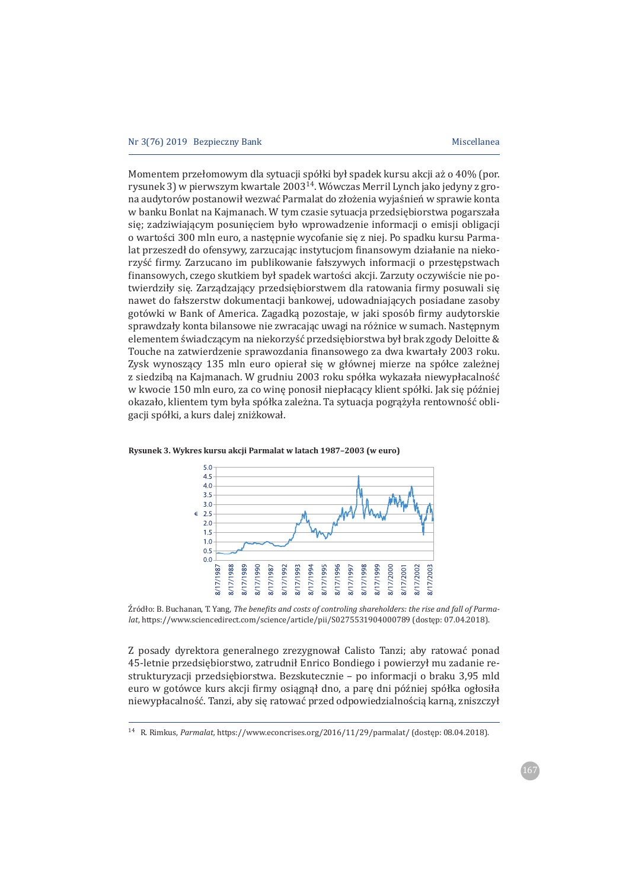Momentem przełomowym dla sytuacji spółki był spadek kursu akcji aż o 40% (por. rysunek 3) w pierwszym kwartale 2003[14]. Wówczas Merril Lynch jako jedyny z grona audytorów postanowił wezwać Parmalat do złożenia wyjaśnień w sprawie konta w banku Bonlat na Kajmanach. W tym czasie sytuacja przedsiębiorstwa pogarszała się; zadziwiającym posunięciem było wprowadzenie informacji o emisji obligacji o wartości 300 mln euro, a następnie wycofanie się z niej. Po spadku kursu Parmalat przeszedł do ofensywy, zarzucając instytucjom finansowym działanie na niekorzyść firmy. Zarzucano im publikowanie fałszywych informacji o przestępstwach finansowych, czego skutkiem był spadek wartości akcji. Zarzuty oczywiście nie potwierdziły się. Zarządzający przedsiębiorstwem dla ratowania firmy posuwali się nawet do fałszerstw dokumentacji bankowej, udowadniających posiadane zasoby gotówki w Bank of America. Zagadką pozostaje, w jaki sposób firmy audytorskie sprawdzały konta bilansowe nie zwracając uwagi na różnice w sumach. Następnym elementem świadczącym na niekorzyść przedsiębiorstwa był brak zgody Deloitte & Touche na zatwierdzenie sprawozdania finansowego za dwa kwartały 2003 roku. Zysk wynoszący 135 mln euro opierał się w głównej mierze na spółce zależnej z siedzibą na Kajmanach. W grudniu 2003 roku spółka wykazała niewypłacalność w kwocie 150 mln euro, za co winę ponosił niepłacący klient spółki. Jak się później okazało, klientem tym była spółka zależna. Ta sytuacja pogrążyła rentowność obligacji spółki, a kurs dalej zniżkował.

**Rysunek 3. Wykres kursu akcji Parmalat w latach 1987–2003 (w euro)**

Źródło: B. Buchanan, T. Yang, *The benefits and costs of controling shareholders: the rise and fall of Parmalat*, https://www.sciencedirect.com/science/article/pii/S0275531904000789 (dostęp: 07.04.2018).

Z posady dyrektora generalnego zrezygnował Calisto Tanzi; aby ratować ponad 45-letnie przedsiębiorstwo, zatrudnił Enrico Bondiego i powierzył mu zadanie restrukturyzacji przedsiębiorstwa. Bezskutecznie – po informacji o braku 3,95 mld euro w gotówce kurs akcji firmy osiągnął dno, a parę dni później spółka ogłosiła niewypłacalność. Tanzi, aby się ratować przed odpowiedzialnością karną, zniszczył

---

[14] R. Rimkus, *Parmalat*, https://www.econcrises.org/2016/11/29/parmalat/ (dostęp: 08.04.2018).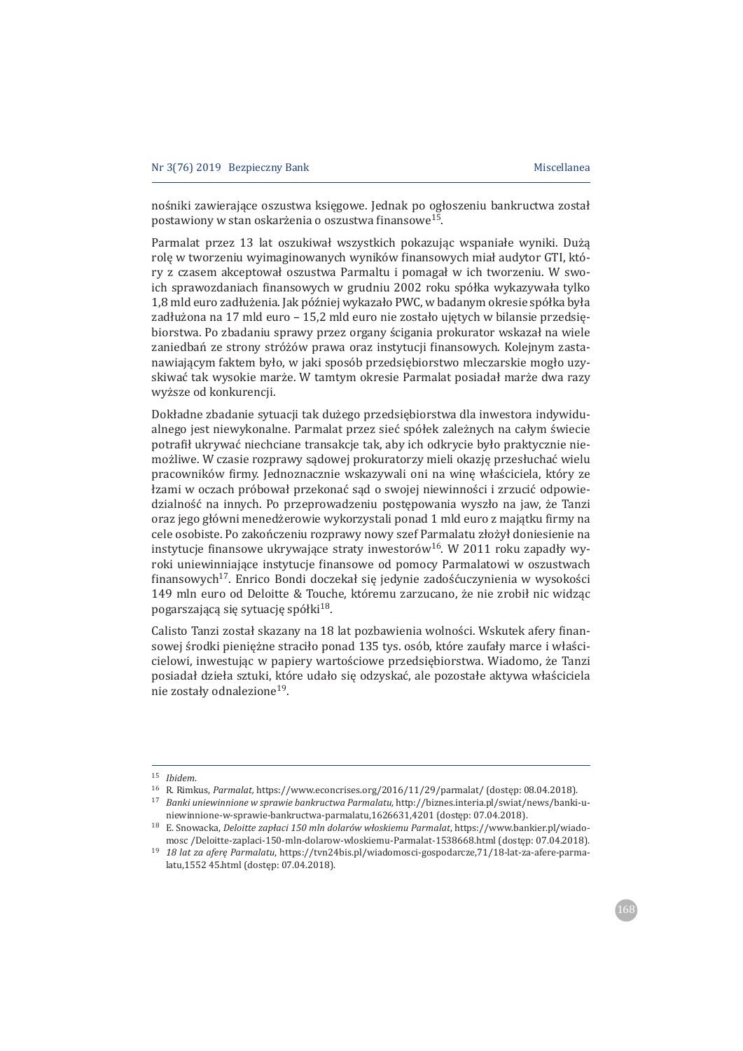nośniki zawierające oszustwa księgowe. Jednak po ogłoszeniu bankructwa został postawiony w stan oskarżenia o oszustwa finansowe[15].

Parmalat przez 13 lat oszukiwał wszystkich pokazując wspaniałe wyniki. Dużą rolę w tworzeniu wyimaginowanych wyników finansowych miał audytor GTI, który z czasem akceptował oszustwa Parmaltu i pomagał w ich tworzeniu. W swoich sprawozdaniach finansowych w grudniu 2002 roku spółka wykazywała tylko 1,8 mld euro zadłużenia. Jak później wykazało PWC, w badanym okresie spółka była zadłużona na 17 mld euro – 15,2 mld euro nie zostało ujętych w bilansie przedsiębiorstwa. Po zbadaniu sprawy przez organy ścigania prokurator wskazał na wiele zaniedbań ze strony stróżów prawa oraz instytucji finansowych. Kolejnym zastanawiającym faktem było, w jaki sposób przedsiębiorstwo mleczarskie mogło uzyskiwać tak wysokie marże. W tamtym okresie Parmalat posiadał marże dwa razy wyższe od konkurencji.

Dokładne zbadanie sytuacji tak dużego przedsiębiorstwa dla inwestora indywidualnego jest niewykonalne. Parmalat przez sieć spółek zależnych na całym świecie potrafił ukrywać niechciane transakcje tak, aby ich odkrycie było praktycznie niemożliwe. W czasie rozprawy sądowej prokuratorzy mieli okazję przesłuchać wielu pracowników firmy. Jednoznacznie wskazywali oni na winę właściciela, który ze łzami w oczach próbował przekonać sąd o swojej niewinności i zrzucić odpowiedzialność na innych. Po przeprowadzeniu postępowania wyszło na jaw, że Tanzi oraz jego główni menedżerowie wykorzystali ponad 1 mld euro z majątku firmy na cele osobiste. Po zakończeniu rozprawy nowy szef Parmalatu złożył doniesienie na instytucje finansowe ukrywające straty inwestorów[16]. W 2011 roku zapadły wyroki uniewinniające instytucje finansowe od pomocy Parmalatowi w oszustwach finansowych[17]. Enrico Bondi doczekał się jedynie zadośćuczynienia w wysokości 149 mln euro od Deloitte & Touche, któremu zarzucano, że nie zrobił nic widząc pogarszającą się sytuację spółki[18].

Calisto Tanzi został skazany na 18 lat pozbawienia wolności. Wskutek afery finansowej środki pieniężne straciło ponad 135 tys. osób, które zaufały marce i właścicielowi, inwestując w papiery wartościowe przedsiębiorstwa. Wiadomo, że Tanzi posiadał dzieła sztuki, które udało się odzyskać, ale pozostałe aktywa właściciela nie zostały odnalezione[19].

---

[15] *Ibidem.*

[16] R. Rimkus, *Parmalat*, https://www.econcrises.org/2016/11/29/parmalat/ (dostęp: 08.04.2018).

[17] *Banki uniewinnione w sprawie bankructwa Parmalatu*, http://biznes.interia.pl/swiat/news/banki-uniewinnione-w-sprawie-bankructwa-parmalatu,1626631,4201 (dostęp: 07.04.2018).

[18] E. Snowacka, *Deloitte zapłaci 150 mln dolarów włoskiemu Parmalat*, https://www.bankier.pl/wiadomosc /Deloitte-zaplaci-150-mln-dolarow-wloskiemu-Parmalat-1538668.html (dostęp: 07.04.2018).

[19] *18 lat za aferę Parmalatu*, https://tvn24bis.pl/wiadomosci-gospodarcze,71/18-lat-za-afere-parmalatu,1552 45.html (dostęp: 07.04.2018).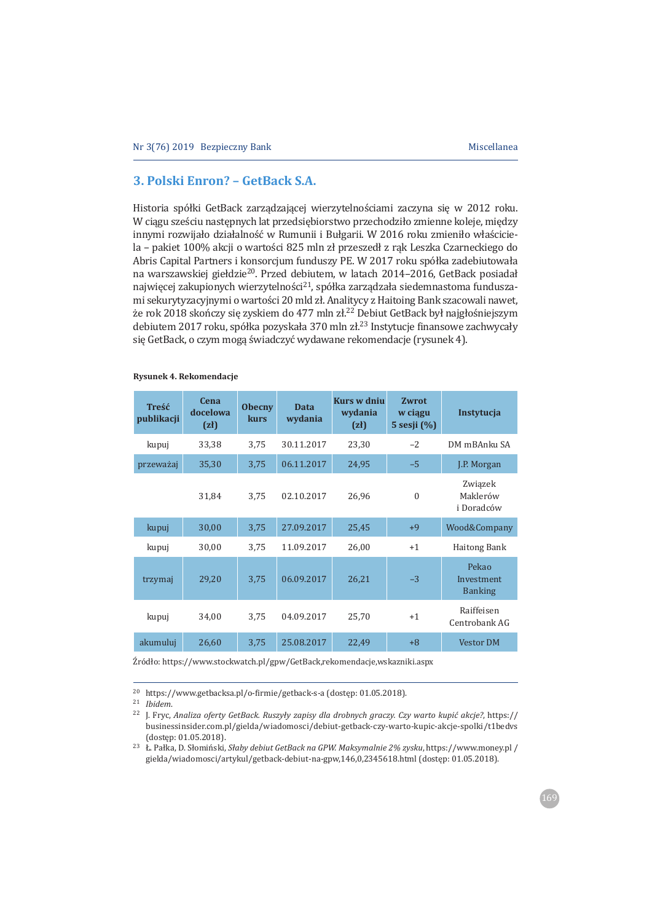## 3. Polski Enron? – GetBack S.A.

Historia spółki GetBack zarządzającej wierzytelnościami zaczyna się w 2012 roku. W ciągu sześciu następnych lat przedsiębiorstwo przechodziło zmienne koleje, między innymi rozwijało działalność w Rumunii i Bułgarii. W 2016 roku zmieniło właściciela – pakiet 100% akcji o wartości 825 mln zł przeszedł z rąk Leszka Czarneckiego do Abris Capital Partners i konsorcjum funduszy PE. W 2017 roku spółka zadebiutowała na warszawskiej giełdzie[20]. Przed debiutem, w latach 2014–2016, GetBack posiadał najwięcej zakupionych wierzytelności[21], spółka zarządzała siedemnastoma funduszami sekurytyzacyjnymi o wartości 20 mld zł. Analitycy z Haitoing Bank szacowali nawet, że rok 2018 skończy się zyskiem do 477 mln zł.[22] Debiut GetBack był najgłośniejszym debiutem 2017 roku, spółka pozyskała 370 mln zł.[23] Instytucje finansowe zachwycały się GetBack, o czym mogą świadczyć wydawane rekomendacje (rysunek 4).

**Rysunek 4. Rekomendacje**

| Treść publikacji | Cena docelowa (zł) | Obecny kurs | Data wydania | Kurs w dniu wydania (zł) | Zwrot w ciągu 5 sesji (%) | Instytucja |
|---|---|---|---|---|---|---|
| kupuj | 33,38 | 3,75 | 30.11.2017 | 23,30 | –2 | DM mBAnku SA |
| przeważaj | 35,30 | 3,75 | 06.11.2017 | 24,95 | –5 | J.P. Morgan |
| | 31,84 | 3,75 | 02.10.2017 | 26,96 | 0 | Związek Maklerów i Doradców |
| kupuj | 30,00 | 3,75 | 27.09.2017 | 25,45 | +9 | Wood&Company |
| kupuj | 30,00 | 3,75 | 11.09.2017 | 26,00 | +1 | Haitong Bank |
| trzymaj | 29,20 | 3,75 | 06.09.2017 | 26,21 | –3 | Pekao Investment Banking |
| kupuj | 34,00 | 3,75 | 04.09.2017 | 25,70 | +1 | Raiffeisen Centrobank AG |
| akumuluj | 26,60 | 3,75 | 25.08.2017 | 22,49 | +8 | Vestor DM |

Źródło: https://www.stockwatch.pl/gpw/GetBack,rekomendacje,wskazniki.aspx

[20] https://www.getbacksa.pl/o-firmie/getback-s-a (dostęp: 01.05.2018).

[21] *Ibidem.*

[22] J. Fryc, *Analiza oferty GetBack. Ruszyły zapisy dla drobnych graczy. Czy warto kupić akcje?*, https://businessinsider.com.pl/gielda/wiadomosci/debiut-getback-czy-warto-kupic-akcje-spolki/t1bedvs (dostęp: 01.05.2018).

[23] Ł. Pałka, D. Słomiński, *Słaby debiut GetBack na GPW. Maksymalnie 2% zysku*, https://www.money.pl/gielda/wiadomosci/artykul/getback-debiut-na-gpw,146,0,2345618.html (dostęp: 01.05.2018).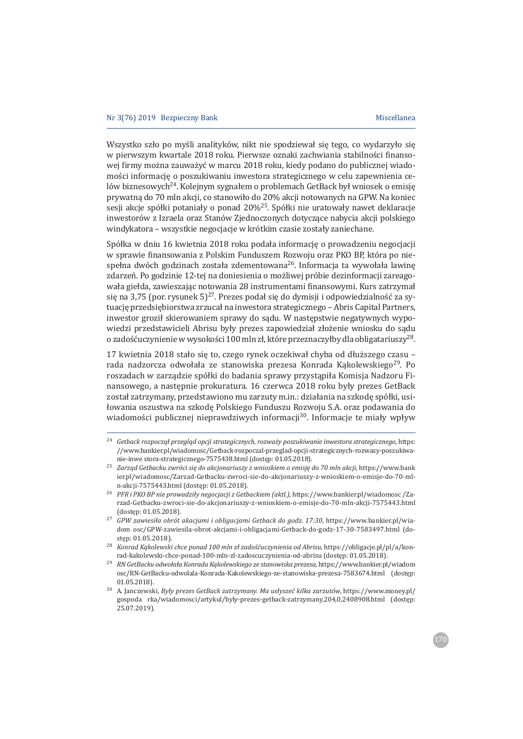Wszystko szło po myśli analityków, nikt nie spodziewał się tego, co wydarzyło się w pierwszym kwartale 2018 roku. Pierwsze oznaki zachwiania stabilności finansowej firmy można zauważyć w marcu 2018 roku, kiedy podano do publicznej wiadomości informację o poszukiwaniu inwestora strategicznego w celu zapewnienia celów biznesowych[24]. Kolejnym sygnałem o problemach GetBack był wniosek o emisję prywatną do 70 mln akcji, co stanowiło do 20% akcji notowanych na GPW. Na koniec sesji akcje spółki potaniały o ponad 20%[25]. Spółki nie uratowały nawet deklaracje inwestorów z Izraela oraz Stanów Zjednoczonych dotyczące nabycia akcji polskiego windykatora – wszystkie negocjacje w krótkim czasie zostały zaniechane.

Spółka w dniu 16 kwietnia 2018 roku podała informację o prowadzeniu negocjacji w sprawie finansowania z Polskim Funduszem Rozwoju oraz PKO BP, która po niespełna dwóch godzinach została zdementowana[26]. Informacja ta wywołała lawinę zdarzeń. Po godzinie 12-tej na doniesienia o możliwej próbie dezinformacji zareagowała giełda, zawieszając notowania 28 instrumentami finansowymi. Kurs zatrzymał się na 3,75 (por. rysunek 5)[27]. Prezes podał się do dymisji i odpowiedzialność za sytuację przedsiębiorstwa zrzucał na inwestora strategicznego – Abris Capital Partners, inwestor groził skierowaniem sprawy do sądu. W następstwie negatywnych wypowiedzi przedstawicieli Abrisu były prezes zapowiedział złożenie wniosku do sądu o zadośćuczynienie w wysokości 100 mln zł, które przeznaczyłby dla obligatariuszy[28].

17 kwietnia 2018 stało się to, czego rynek oczekiwał chyba od dłuższego czasu – rada nadzorcza odwołała ze stanowiska prezesa Konrada Kąkolewskiego[29]. Po roszadach w zarządzie spółki do badania sprawy przystąpiła Komisja Nadzoru Finansowego, a następnie prokuratura. 16 czerwca 2018 roku były prezes GetBack został zatrzymany, przedstawiono mu zarzuty m.in.: działania na szkodę spółki, usiłowania oszustwa na szkodę Polskiego Funduszu Rozwoju S.A. oraz podawania do wiadomości publicznej nieprawdziwych informacji[30]. Informacje te miały wpływ

---

[24] *Getback rozpoczął przegląd opcji strategicznych, rozważy poszukiwanie inwestora strategicznego*, https://www.bankier.pl/wiadomosc/Getback-rozpoczal-przeglad-opcji-strategicznych-rozwazy-poszukiwanie-inwe stora-strategicznego-7575438.html (dostęp: 01.05.2018).

[25] *Zarząd Getbacku zwróci się do akcjonariuszy z wnioskiem o emisję do 70 mln akcji*, https://www.bankier.pl/wiadomosc/Zarzad-Getbacku-zwroci-sie-do-akcjonariuszy-z-wnioskiem-o-emisje-do-70-mln-akcji-7575443.html (dostęp: 01.05.2018).

[26] *PFR i PKO BP nie prowadziły negocjacji z Getbackiem (aktl.)*, https://www.bankier.pl/wiadomosc /Zarzad-Getbacku-zwroci-sie-do-akcjonariuszy-z-wnioskiem-o-emisje-do-70-mln-akcji-7575443.html (dostęp: 01.05.2018).

[27] *GPW zawiesiła obrót akacjami i obligacjami Getback do godz. 17:30*, https://www.bankier.pl/wiadom osc/GPW-zawiesila-obrot-akcjami-i-obligacjami-Getback-do-godz-17-30-7583497.html (dostęp: 01.05.2018).

[28] *Konrad Kąkolewski chce ponad 100 mln zł zadośćuczynienia od Abrisu*, https://obligacje.pl/pl/a/konrad-kakolewski-chce-ponad-100-mln-zl-zadoscuczynienia-od-abrisu (dostęp: 01.05.2018).

[29] *RN GetBacku odwołała Konrada Kąkolewskiego ze stanowiska prezesa*, https://www.bankier.pl/wiadom osc/RN-GetBacku-odwolala-Konrada-Kakolewskiego-ze-stanowiska-prezesa-7583674.html (dostęp: 01.05.2018).

[30] A. Janczewski, *Były prezes GetBack zatrzymany. Ma usłyszeć kilka zarzutów*, https://www.money.pl/gospoda rka/wiadomosci/artykul/byly-prezes-getback-zatrzymany,204,0,2408908.html (dostęp: 25.07.2019).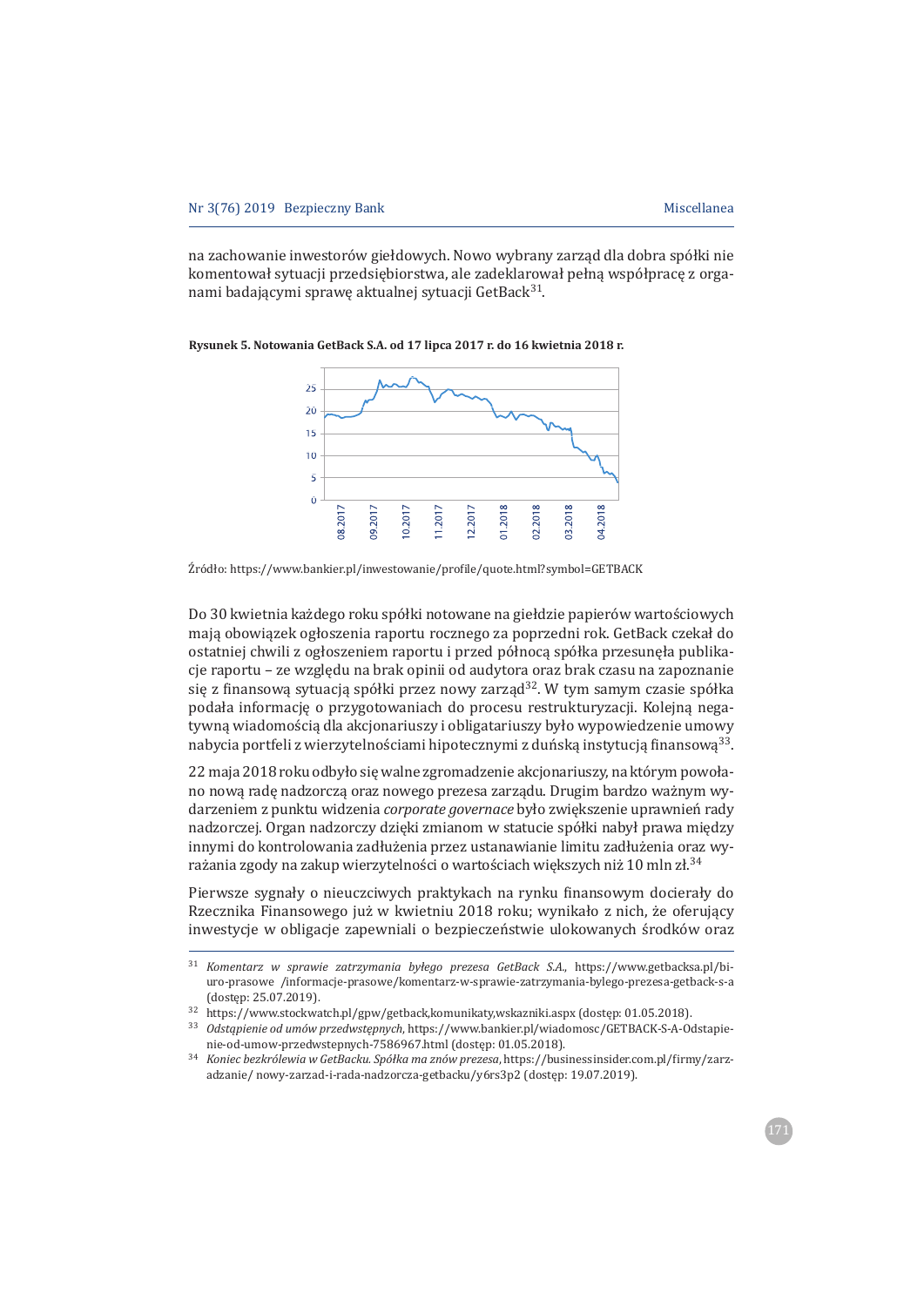na zachowanie inwestorów giełdowych. Nowo wybrany zarząd dla dobra spółki nie komentował sytuacji przedsiębiorstwa, ale zadeklarował pełną współpracę z organami badającymi sprawę aktualnej sytuacji GetBack[31].

**Rysunek 5. Notowania GetBack S.A. od 17 lipca 2017 r. do 16 kwietnia 2018 r.**

Źródło: https://www.bankier.pl/inwestowanie/profile/quote.html?symbol=GETBACK

Do 30 kwietnia każdego roku spółki notowane na giełdzie papierów wartościowych mają obowiązek ogłoszenia raportu rocznego za poprzedni rok. GetBack czekał do ostatniej chwili z ogłoszeniem raportu i przed północą spółka przesunęła publikacje raportu – ze względu na brak opinii od audytora oraz brak czasu na zapoznanie się z finansową sytuacją spółki przez nowy zarząd[32]. W tym samym czasie spółka podała informację o przygotowaniach do procesu restrukturyzacji. Kolejną negatywną wiadomością dla akcjonariuszy i obligatariuszy było wypowiedzenie umowy nabycia portfeli z wierzytelnościami hipotecznymi z duńską instytucją finansową[33].

22 maja 2018 roku odbyło się walne zgromadzenie akcjonariuszy, na którym powołano nową radę nadzorczą oraz nowego prezesa zarządu. Drugim bardzo ważnym wydarzeniem z punktu widzenia *corporate governace* było zwiększenie uprawnień rady nadzorczej. Organ nadzorczy dzięki zmianom w statucie spółki nabył prawa między innymi do kontrolowania zadłużenia przez ustanawianie limitu zadłużenia oraz wyrażania zgody na zakup wierzytelności o wartościach większych niż 10 mln zł.[34]

Pierwsze sygnały o nieuczciwych praktykach na rynku finansowym docierały do Rzecznika Finansowego już w kwietniu 2018 roku; wynikało z nich, że oferujący inwestycje w obligacje zapewniali o bezpieczeństwie ulokowanych środków oraz

---

[31] *Komentarz w sprawie zatrzymania byłego prezesa GetBack S.A.*, https://www.getbacksa.pl/biuro-prasowe /informacje-prasowe/komentarz-w-sprawie-zatrzymania-bylego-prezesa-getback-s-a (dostęp: 25.07.2019).

[32] https://www.stockwatch.pl/gpw/getback,komunikaty,wskazniki.aspx (dostęp: 01.05.2018).

[33] *Odstąpienie od umów przedwstępnych*, https://www.bankier.pl/wiadomosc/GETBACK-S-A-Odstapienie-od-umow-przedwstepnych-7586967.html (dostęp: 01.05.2018).

[34] *Koniec bezkrólewia w GetBacku. Spółka ma znów prezesa*, https://businessinsider.com.pl/firmy/zarzadzanie/ nowy-zarzad-i-rada-nadzorcza-getbacku/y6rs3p2 (dostęp: 19.07.2019).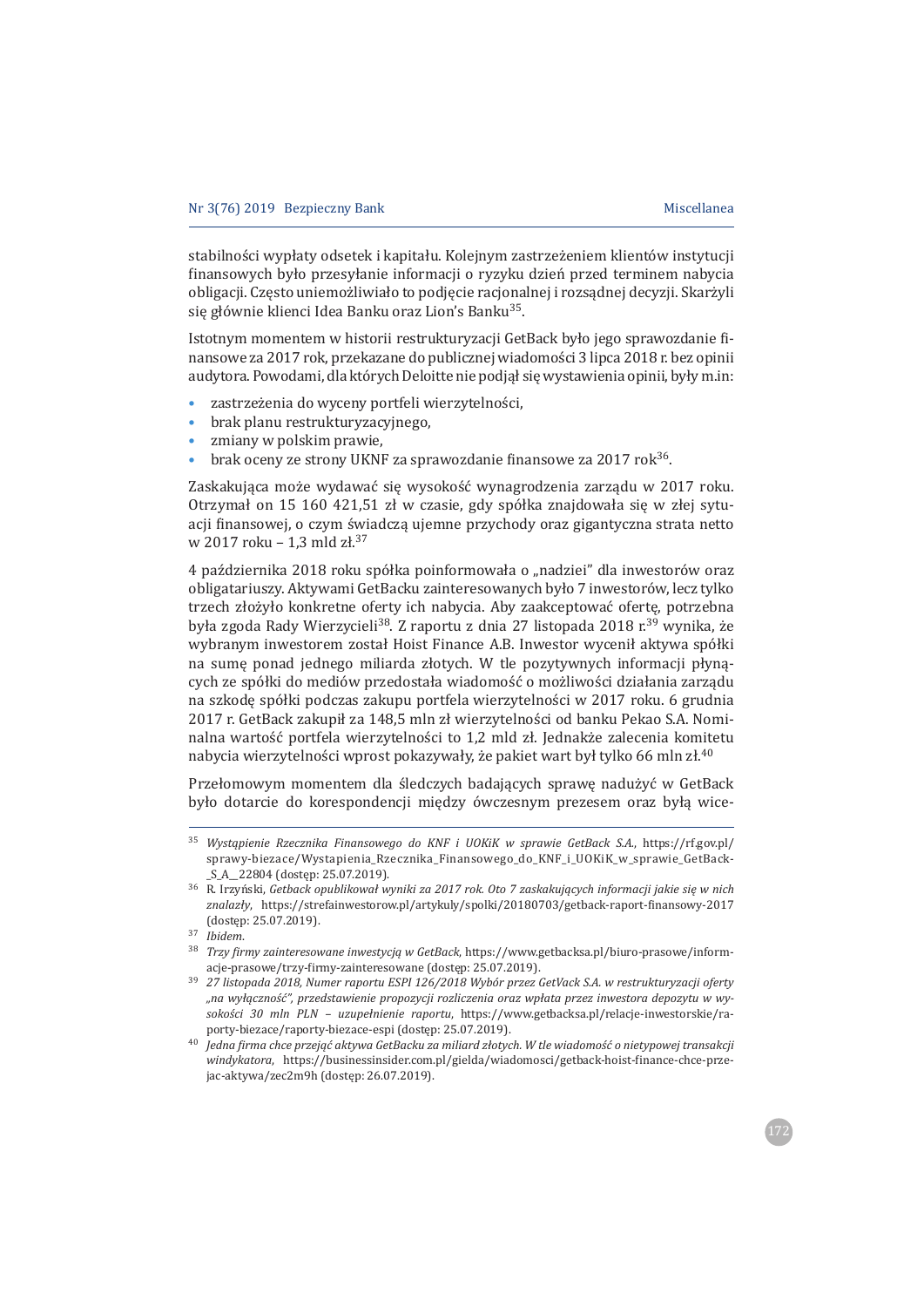stabilności wypłaty odsetek i kapitału. Kolejnym zastrzeżeniem klientów instytucji finansowych było przesyłanie informacji o ryzyku dzień przed terminem nabycia obligacji. Często uniemożliwiało to podjęcie racjonalnej i rozsądnej decyzji. Skarżyli się głównie klienci Idea Banku oraz Lion's Banku[35].

Istotnym momentem w historii restrukturyzacji GetBack było jego sprawozdanie finansowe za 2017 rok, przekazane do publicznej wiadomości 3 lipca 2018 r. bez opinii audytora. Powodami, dla których Deloitte nie podjął się wystawienia opinii, były m.in:

- zastrzeżenia do wyceny portfeli wierzytelności,
- brak planu restrukturyzacyjnego,
- zmiany w polskim prawie,
- brak oceny ze strony UKNF za sprawozdanie finansowe za 2017 rok[36].

Zaskakująca może wydawać się wysokość wynagrodzenia zarządu w 2017 roku. Otrzymał on 15 160 421,51 zł w czasie, gdy spółka znajdowała się w złej sytuacji finansowej, o czym świadczą ujemne przychody oraz gigantyczna strata netto w 2017 roku – 1,3 mld zł.[37]

4 października 2018 roku spółka poinformowała o „nadziei" dla inwestorów oraz obligatariuszy. Aktywami GetBacku zainteresowanych było 7 inwestorów, lecz tylko trzech złożyło konkretne oferty ich nabycia. Aby zaakceptować ofertę, potrzebna była zgoda Rady Wierzycieli[38]. Z raportu z dnia 27 listopada 2018 r.[39] wynika, że wybranym inwestorem został Hoist Finance A.B. Inwestor wycenił aktywa spółki na sumę ponad jednego miliarda złotych. W tle pozytywnych informacji płynących ze spółki do mediów przedostała wiadomość o możliwości działania zarządu na szkodę spółki podczas zakupu portfela wierzytelności w 2017 roku. 6 grudnia 2017 r. GetBack zakupił za 148,5 mln zł wierzytelności od banku Pekao S.A. Nominalna wartość portfela wierzytelności to 1,2 mld zł. Jednakże zalecenia komitetu nabycia wierzytelności wprost pokazywały, że pakiet wart był tylko 66 mln zł.[40]

Przełomowym momentem dla śledczych badających sprawę nadużyć w GetBack było dotarcie do korespondencji między ówczesnym prezesem oraz byłą wice-

---

[35] *Wystąpienie Rzecznika Finansowego do KNF i UOKiK w sprawie GetBack S.A.*, https://rf.gov.pl/sprawy-biezace/Wystapienia_Rzecznika_Finansowego_do_KNF_i_UOKiK_w_sprawie_GetBack-_S_A__22804 (dostęp: 25.07.2019).

[36] R. Irzyński, *Getback opublikował wyniki za 2017 rok. Oto 7 zaskakujących informacji jakie się w nich znalazły*, https://strefainwestorow.pl/artykuly/spolki/20180703/getback-raport-finansowy-2017 (dostęp: 25.07.2019).

[37] *Ibidem.*

[38] *Trzy firmy zainteresowane inwestycją w GetBack*, https://www.getbacksa.pl/biuro-prasowe/informacje-prasowe/trzy-firmy-zainteresowane (dostęp: 25.07.2019).

[39] *27 listopada 2018, Numer raportu ESPI 126/2018 Wybór przez GetVack S.A. w restrukturyzacji oferty „na wyłączność", przedstawienie propozycji rozliczenia oraz wpłata przez inwestora depozytu w wysokości 30 mln PLN – uzupełnienie raportu*, https://www.getbacksa.pl/relacje-inwestorskie/raporty-biezace/raporty-biezace-espi (dostęp: 25.07.2019).

[40] *Jedna firma chce przejąć aktywa GetBacku za miliard złotych. W tle wiadomość o nietypowej transakcji windykatora*, https://businessinsider.com.pl/gielda/wiadomosci/getback-hoist-finance-chce-przejac-aktywa/zec2m9h (dostęp: 26.07.2019).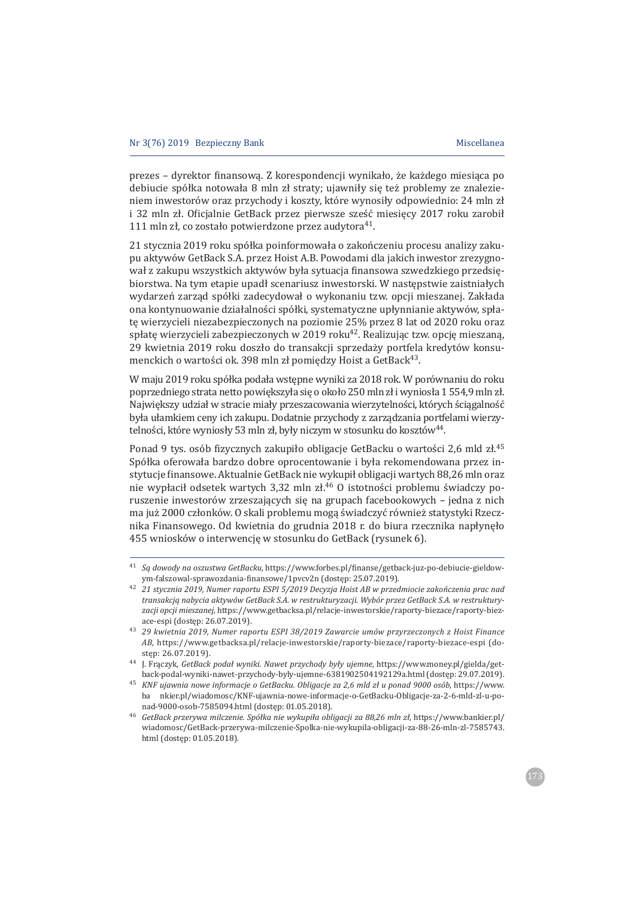prezes – dyrektor finansową. Z korespondencji wynikało, że każdego miesiąca po debiucie spółka notowała 8 mln zł straty; ujawniły się też problemy ze znalezieniem inwestorów oraz przychody i koszty, które wynosiły odpowiednio: 24 mln zł i 32 mln zł. Oficjalnie GetBack przez pierwsze sześć miesięcy 2017 roku zarobił 111 mln zł, co zostało potwierdzone przez audytora[41].

21 stycznia 2019 roku spółka poinformowała o zakończeniu procesu analizy zakupu aktywów GetBack S.A. przez Hoist A.B. Powodami dla jakich inwestor zrezygnował z zakupu wszystkich aktywów była sytuacja finansowa szwedzkiego przedsiębiorstwa. Na tym etapie upadł scenariusz inwestorski. W następstwie zaistniałych wydarzeń zarząd spółki zadecydował o wykonaniu tzw. opcji mieszanej. Zakłada ona kontynuowanie działalności spółki, systematyczne upłynnianie aktywów, spłatę wierzycieli niezabezpieczonych na poziomie 25% przez 8 lat od 2020 roku oraz spłatę wierzycieli zabezpieczonych w 2019 roku[42]. Realizując tzw. opcję mieszaną, 29 kwietnia 2019 roku doszło do transakcji sprzedaży portfela kredytów konsumenckich o wartości ok. 398 mln zł pomiędzy Hoist a GetBack[43].

W maju 2019 roku spółka podała wstępne wyniki za 2018 rok. W porównaniu do roku poprzedniego strata netto powiększyła się o około 250 mln zł i wyniosła 1 554,9 mln zł. Największy udział w stracie miały przeszacowania wierzytelności, których ściągalność była ułamkiem ceny ich zakupu. Dodatnie przychody z zarządzania portfelami wierzytelności, które wyniosły 53 mln zł, były niczym w stosunku do kosztów[44].

Ponad 9 tys. osób fizycznych zakupiło obligacje GetBacku o wartości 2,6 mld zł.[45] Spółka oferowała bardzo dobre oprocentowanie i była rekomendowana przez instytucje finansowe. Aktualnie GetBack nie wykupił obligacji wartych 88,26 mln oraz nie wypłacił odsetek wartych 3,32 mln zł.[46] O istotności problemu świadczy poruszenie inwestorów zrzeszających się na grupach facebookowych – jedna z nich ma już 2000 członków. O skali problemu mogą świadczyć również statystyki Rzecznika Finansowego. Od kwietnia do grudnia 2018 r. do biura rzecznika napłynęło 455 wniosków o interwencję w stosunku do GetBack (rysunek 6).

---

[41] *Są dowody na oszustwa GetBacku*, https://www.forbes.pl/finanse/getback-juz-po-debiucie-gieldowym-falszowal-sprawozdania-finansowe/1pvcv2n (dostęp: 25.07.2019).

[42] *21 stycznia 2019, Numer raportu ESPI 5/2019 Decyzja Hoist AB w przedmiocie zakończenia prac nad transakcją nabycia aktywów GetBack S.A. w restrukturyzacji. Wybór przez GetBack S.A. w restrukturyzacji opcji mieszanej*, https://www.getbacksa.pl/relacje-inwestorskie/raporty-biezace/raporty-biezace-espi (dostęp: 26.07.2019).

[43] *29 kwietnia 2019, Numer raportu ESPI 38/2019 Zawarcie umów przyrzeczonych z Hoist Finance AB*, https://www.getbacksa.pl/relacje-inwestorskie/raporty-biezace/raporty-biezace-espi (dostęp: 26.07.2019).

[44] J. Frączyk, *GetBack podał wyniki. Nawet przychody były ujemne*, https://www.money.pl/gielda/getback-podal-wyniki-nawet-przychody-byly-ujemne-6381902504192129a.html (dostęp: 29.07.2019).

[45] *KNF ujawnia nowe informacje o GetBacku. Obligacje za 2,6 mld zł u ponad 9000 osób*, https://www.bankier.pl/wiadomosc/KNF-ujawnia-nowe-informacje-o-GetBacku-Obligacje-za-2-6-mld-zl-u-ponad-9000-osob-7585094.html (dostęp: 01.05.2018).

[46] *GetBack przerywa milczenie. Spółka nie wykupiła obligacji za 88,26 mln zł*, https://www.bankier.pl/wiadomosc/GetBack-przerywa-milczenie-Spolka-nie-wykupila-obligacji-za-88-26-mln-zl-7585743.html (dostęp: 01.05.2018).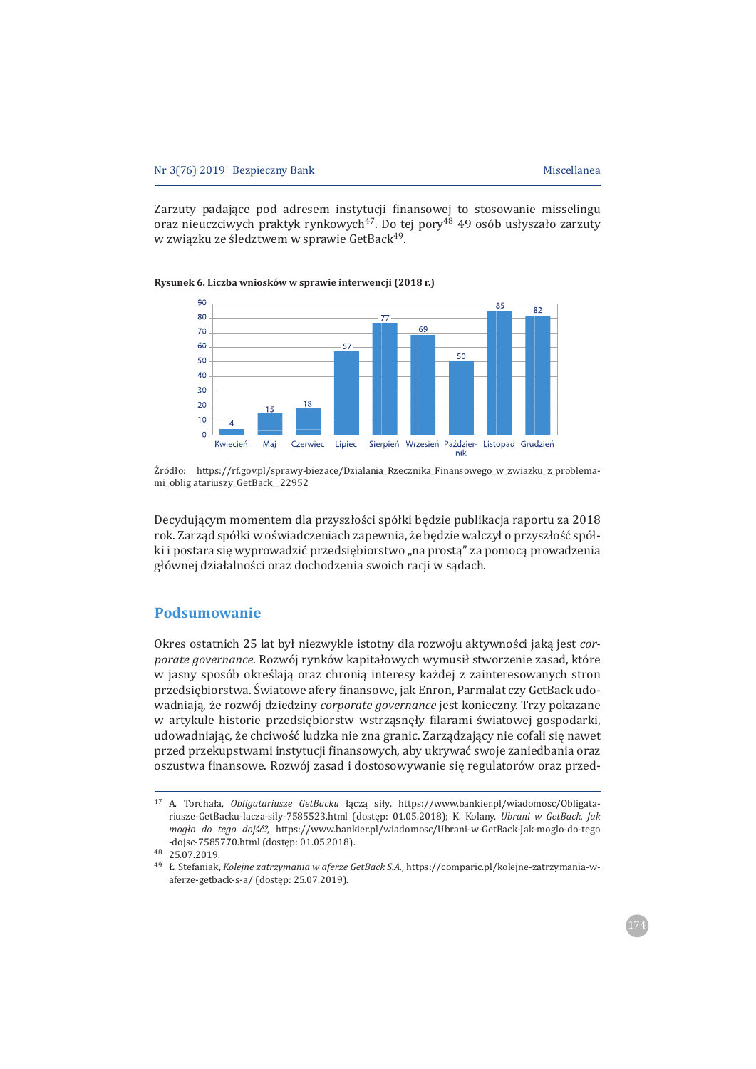Zarzuty padające pod adresem instytucji finansowej to stosowanie misselingu oraz nieuczciwych praktyk rynkowych[47]. Do tej pory[48] 49 osób usłyszało zarzuty w związku ze śledztwem w sprawie GetBack[49].

**Rysunek 6. Liczba wniosków w sprawie interwencji (2018 r.)**

| Miesiąc | Liczba wniosków |
|---|---|
| Kwiecień | 4 |
| Maj | 15 |
| Czerwiec | 18 |
| Lipiec | 57 |
| Sierpień | 77 |
| Wrzesień | 69 |
| Październik | 50 |
| Listopad | 85 |
| Grudzień | 82 |

Źródło: https://rf.gov.pl/sprawy-biezace/Dzialania_Rzecznika_Finansowego_w_zwiazku_z_problemami_oblig atariuszy_GetBack__22952

Decydującym momentem dla przyszłości spółki będzie publikacja raportu za 2018 rok. Zarząd spółki w oświadczeniach zapewnia, że będzie walczył o przyszłość spółki i postara się wyprowadzić przedsiębiorstwo „na prostą" za pomocą prowadzenia głównej działalności oraz dochodzenia swoich racji w sądach.

## Podsumowanie

Okres ostatnich 25 lat był niezwykle istotny dla rozwoju aktywności jaką jest *corporate governance.* Rozwój rynków kapitałowych wymusił stworzenie zasad, które w jasny sposób określają oraz chronią interesy każdej z zainteresowanych stron przedsiębiorstwa. Światowe afery finansowe, jak Enron, Parmalat czy GetBack udowadniają, że rozwój dziedziny *corporate governance* jest konieczny. Trzy pokazane w artykule historie przedsiębiorstw wstrząsnęły filarami światowej gospodarki, udowadniając, że chciwość ludzka nie zna granic. Zarządzający nie cofali się nawet przed przekupstwami instytucji finansowych, aby ukrywać swoje zaniedbania oraz oszustwa finansowe. Rozwój zasad i dostosowywanie się regulatorów oraz przed-

---

[47] A. Torchała, *Obligatariusze GetBacku* łączą siły, https://www.bankier.pl/wiadomosc/Obligatariusze-GetBacku-lacza-sily-7585523.html (dostęp: 01.05.2018); K. Kolany, *Ubrani w GetBack. Jak mogło do tego dojść?*, https://www.bankier.pl/wiadomosc/Ubrani-w-GetBack-Jak-moglo-do-tego-dojsc-7585770.html (dostęp: 01.05.2018).

[48] 25.07.2019.

[49] Ł. Stefaniak, *Kolejne zatrzymania w aferze GetBack S.A.*, https://comparic.pl/kolejne-zatrzymania-w-aferze-getback-s-a/ (dostęp: 25.07.2019).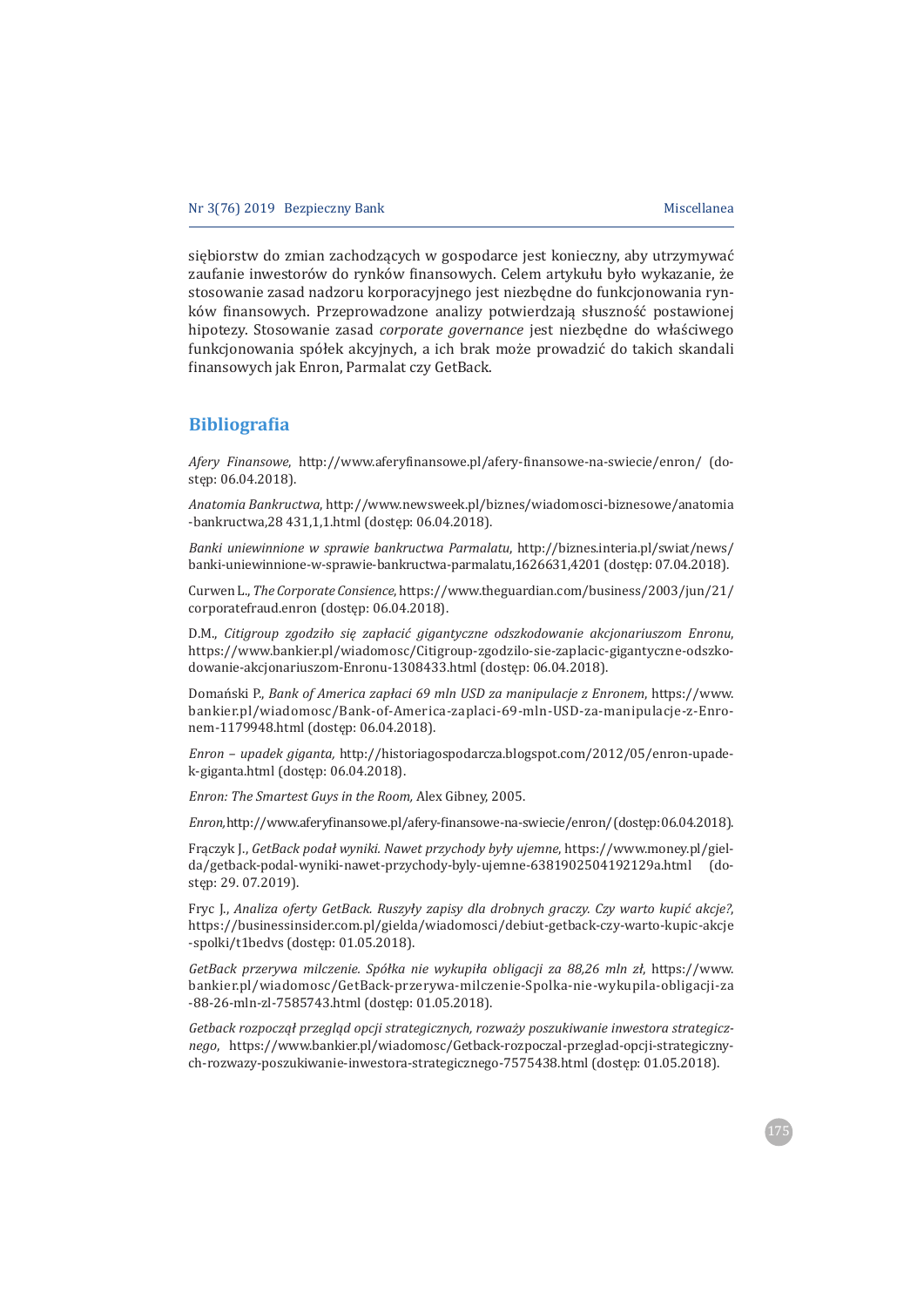siębiorstw do zmian zachodzących w gospodarce jest konieczny, aby utrzymywać zaufanie inwestorów do rynków finansowych. Celem artykułu było wykazanie, że stosowanie zasad nadzoru korporacyjnego jest niezbędne do funkcjonowania rynków finansowych. Przeprowadzone analizy potwierdzają słuszność postawionej hipotezy. Stosowanie zasad *corporate governance* jest niezbędne do właściwego funkcjonowania spółek akcyjnych, a ich brak może prowadzić do takich skandali finansowych jak Enron, Parmalat czy GetBack.

## Bibliografia

*Afery Finansowe*, http://www.aferyfinansowe.pl/afery-finansowe-na-swiecie/enron/ (dostęp: 06.04.2018).

*Anatomia Bankructwa*, http://www.newsweek.pl/biznes/wiadomosci-biznesowe/anatomia-bankructwa,28 431,1,1.html (dostęp: 06.04.2018).

*Banki uniewinnione w sprawie bankructwa Parmalatu*, http://biznes.interia.pl/swiat/news/banki-uniewinnione-w-sprawie-bankructwa-parmalatu,1626631,4201 (dostęp: 07.04.2018).

Curwen L., *The Corporate Consience*, https://www.theguardian.com/business/2003/jun/21/corporatefraud.enron (dostęp: 06.04.2018).

D.M., *Citigroup zgodziło się zapłacić gigantyczne odszkodowanie akcjonariuszom Enronu*, https://www.bankier.pl/wiadomosc/Citigroup-zgodzilo-sie-zaplacic-gigantyczne-odszkodowanie-akcjonariuszom-Enronu-1308433.html (dostęp: 06.04.2018).

Domański P., *Bank of America zapłaci 69 mln USD za manipulacje z Enronem*, https://www.bankier.pl/wiadomosc/Bank-of-America-zaplaci-69-mln-USD-za-manipulacje-z-Enronem-1179948.html (dostęp: 06.04.2018).

*Enron – upadek giganta,* http://historiagospodarcza.blogspot.com/2012/05/enron-upadek-giganta.html (dostęp: 06.04.2018).

*Enron: The Smartest Guys in the Room,* Alex Gibney, 2005.

*Enron,* http://www.aferyfinansowe.pl/afery-finansowe-na-swiecie/enron/ (dostęp: 06.04.2018).

Frączyk J., *GetBack podał wyniki. Nawet przychody były ujemne*, https://www.money.pl/gielda/getback-podal-wyniki-nawet-przychody-byly-ujemne-6381902504192129a.html (dostęp: 29. 07.2019).

Fryc J., *Analiza oferty GetBack. Ruszyły zapisy dla drobnych graczy. Czy warto kupić akcje?*, https://businessinsider.com.pl/gielda/wiadomosci/debiut-getback-czy-warto-kupic-akcje-spolki/t1bedvs (dostęp: 01.05.2018).

*GetBack przerywa milczenie. Spółka nie wykupiła obligacji za 88,26 mln zł*, https://www.bankier.pl/wiadomosc/GetBack-przerywa-milczenie-Spolka-nie-wykupila-obligacji-za-88-26-mln-zl-7585743.html (dostęp: 01.05.2018).

*Getback rozpoczął przegląd opcji strategicznych, rozważy poszukiwanie inwestora strategicznego*, https://www.bankier.pl/wiadomosc/Getback-rozpoczal-przeglad-opcji-strategicznych-rozwazy-poszukiwanie-inwestora-strategicznego-7575438.html (dostęp: 01.05.2018).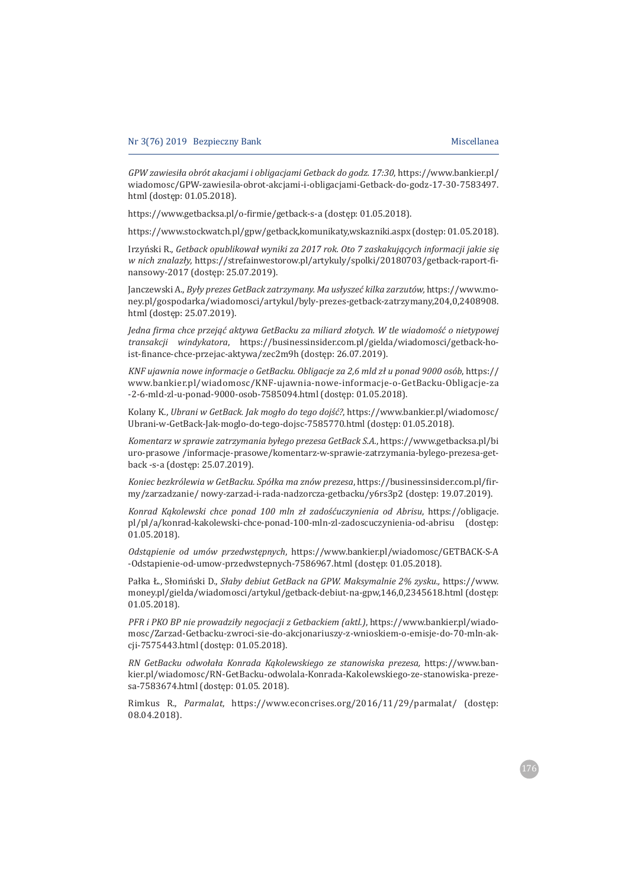*GPW zawiesiła obrót akacjami i obligacjami Getback do godz. 17:30*, https://www.bankier.pl/wiadomosc/GPW-zawiesila-obrot-akcjami-i-obligacjami-Getback-do-godz-17-30-7583497.html (dostęp: 01.05.2018).

https://www.getbacksa.pl/o-firmie/getback-s-a (dostęp: 01.05.2018).

https://www.stockwatch.pl/gpw/getback,komunikaty,wskazniki.aspx (dostęp: 01.05.2018).

Irzyński R., *Getback opublikował wyniki za 2017 rok. Oto 7 zaskakujących informacji jakie się w nich znalazły,* https://strefainwestorow.pl/artykuly/spolki/20180703/getback-raport-finansowy-2017 (dostęp: 25.07.2019).

Janczewski A., *Były prezes GetBack zatrzymany. Ma usłyszeć kilka zarzutów,* https://www.money.pl/gospodarka/wiadomosci/artykul/byly-prezes-getback-zatrzymany,204,0,2408908.html (dostęp: 25.07.2019).

*Jedna firma chce przejąć aktywa GetBacku za miliard złotych. W tle wiadomość o nietypowej transakcji windykatora*, https://businessinsider.com.pl/gielda/wiadomosci/getback-hoist-finance-chce-przejac-aktywa/zec2m9h (dostęp: 26.07.2019).

*KNF ujawnia nowe informacje o GetBacku. Obligacje za 2,6 mld zł u ponad 9000 osób*, https://www.bankier.pl/wiadomosc/KNF-ujawnia-nowe-informacje-o-GetBacku-Obligacje-za-2-6-mld-zl-u-ponad-9000-osob-7585094.html (dostęp: 01.05.2018).

Kolany K., *Ubrani w GetBack. Jak mogło do tego dojść?*, https://www.bankier.pl/wiadomosc/Ubrani-w-GetBack-Jak-moglo-do-tego-dojsc-7585770.html (dostęp: 01.05.2018).

*Komentarz w sprawie zatrzymania byłego prezesa GetBack S.A.*, https://www.getbacksa.pl/biuro-prasowe /informacje-prasowe/komentarz-w-sprawie-zatrzymania-bylego-prezesa-getback -s-a (dostęp: 25.07.2019).

*Koniec bezkrólewia w GetBacku. Spółka ma znów prezesa*, https://businessinsider.com.pl/firmy/zarzadzanie/ nowy-zarzad-i-rada-nadzorcza-getbacku/y6rs3p2 (dostęp: 19.07.2019).

*Konrad Kąkolewski chce ponad 100 mln zł zadośćuczynienia od Abrisu*, https://obligacje.pl/pl/a/konrad-kakolewski-chce-ponad-100-mln-zl-zadoscuczynienia-od-abrisu (dostęp: 01.05.2018).

*Odstąpienie od umów przedwstępnych*, https://www.bankier.pl/wiadomosc/GETBACK-S-A-Odstapienie-od-umow-przedwstepnych-7586967.html (dostęp: 01.05.2018).

Pałka Ł., Słomiński D., *Słaby debiut GetBack na GPW. Maksymalnie 2% zysku.*, https://www.money.pl/gielda/wiadomosci/artykul/getback-debiut-na-gpw,146,0,2345618.html (dostęp: 01.05.2018).

*PFR i PKO BP nie prowadziły negocjacji z Getbackiem (aktl.)*, https://www.bankier.pl/wiadomosc/Zarzad-Getbacku-zwroci-sie-do-akcjonariuszy-z-wnioskiem-o-emisje-do-70-mln-akcji-7575443.html (dostęp: 01.05.2018).

*RN GetBacku odwołała Konrada Kąkolewskiego ze stanowiska prezesa,* https://www.bankier.pl/wiadomosc/RN-GetBacku-odwolala-Konrada-Kakolewskiego-ze-stanowiska-prezesa-7583674.html (dostęp: 01.05. 2018).

Rimkus R., *Parmalat*, https://www.econcrises.org/2016/11/29/parmalat/ (dostęp: 08.04.2018).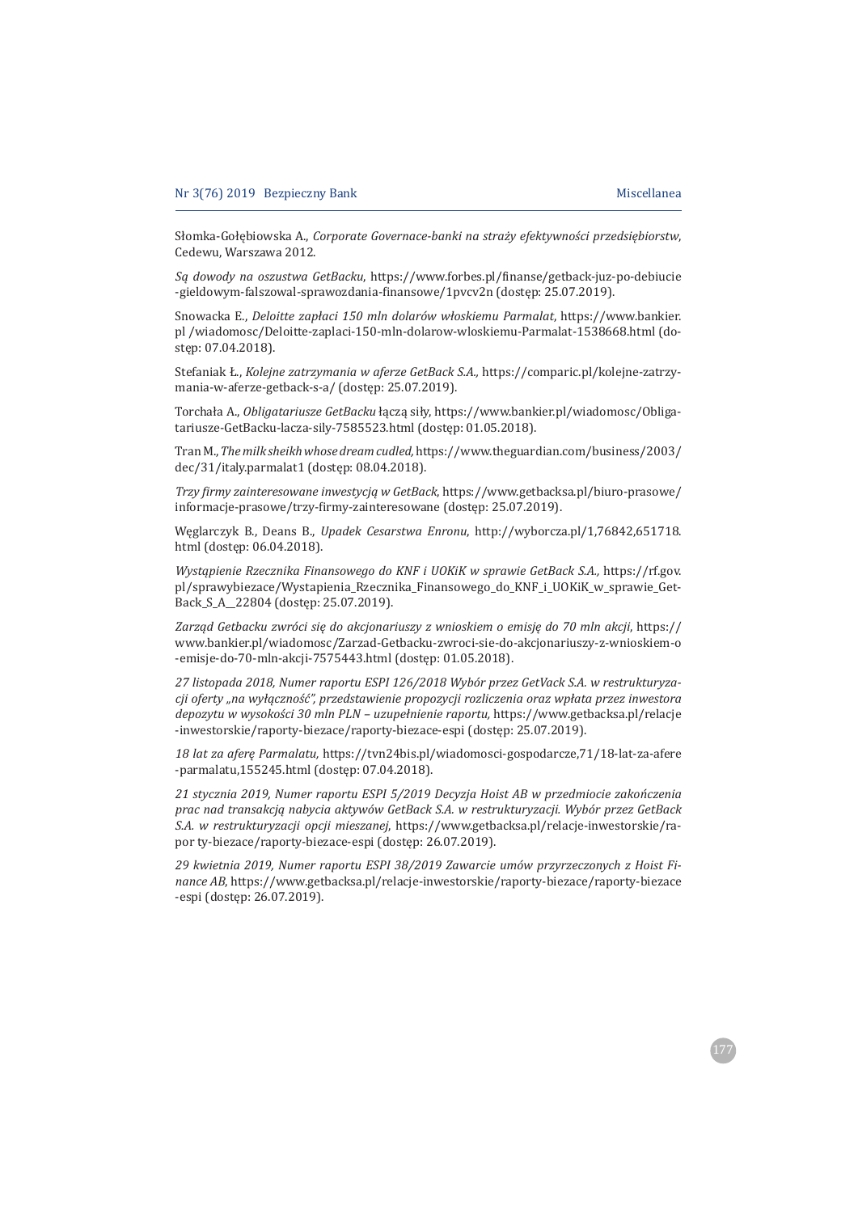Słomka-Gołębiowska A., *Corporate Governace-banki na straży efektywności przedsiębiorstw*, Cedewu, Warszawa 2012.

*Są dowody na oszustwa GetBacku*, https://www.forbes.pl/finanse/getback-juz-po-debiucie-gieldowym-falszowal-sprawozdania-finansowe/1pvcv2n (dostęp: 25.07.2019).

Snowacka E., *Deloitte zapłaci 150 mln dolarów włoskiemu Parmalat*, https://www.bankier.pl /wiadomosc/Deloitte-zaplaci-150-mln-dolarow-wloskiemu-Parmalat-1538668.html (dostęp: 07.04.2018).

Stefaniak Ł., *Kolejne zatrzymania w aferze GetBack S.A.,* https://comparic.pl/kolejne-zatrzymania-w-aferze-getback-s-a/ (dostęp: 25.07.2019).

Torchała A., *Obligatariusze GetBacku* łączą siły, https://www.bankier.pl/wiadomosc/Obligatariusze-GetBacku-lacza-sily-7585523.html (dostęp: 01.05.2018).

Tran M., *The milk sheikh whose dream cudled*, https://www.theguardian.com/business/2003/dec/31/italy.parmalat1 (dostęp: 08.04.2018).

*Trzy firmy zainteresowane inwestycją w GetBack*, https://www.getbacksa.pl/biuro-prasowe/informacje-prasowe/trzy-firmy-zainteresowane (dostęp: 25.07.2019).

Węglarczyk B., Deans B., *Upadek Cesarstwa Enronu*, http://wyborcza.pl/1,76842,651718.html (dostęp: 06.04.2018).

*Wystąpienie Rzecznika Finansowego do KNF i UOKiK w sprawie GetBack S.A.,* https://rf.gov.pl/sprawybiezace/Wystapienia_Rzecznika_Finansowego_do_KNF_i_UOKiK_w_sprawie_GetBack_S_A__22804 (dostęp: 25.07.2019).

*Zarząd Getbacku zwróci się do akcjonariuszy z wnioskiem o emisję do 70 mln akcji*, https://www.bankier.pl/wiadomosc/Zarzad-Getbacku-zwroci-sie-do-akcjonariuszy-z-wnioskiem-o-emisje-do-70-mln-akcji-7575443.html (dostęp: 01.05.2018).

*27 listopada 2018, Numer raportu ESPI 126/2018 Wybór przez GetVack S.A. w restrukturyzacji oferty „na wyłączność", przedstawienie propozycji rozliczenia oraz wpłata przez inwestora depozytu w wysokości 30 mln PLN – uzupełnienie raportu,* https://www.getbacksa.pl/relacje-inwestorskie/raporty-biezace/raporty-biezace-espi (dostęp: 25.07.2019).

*18 lat za aferę Parmalatu,* https://tvn24bis.pl/wiadomosci-gospodarcze,71/18-lat-za-afere-parmalatu,155245.html (dostęp: 07.04.2018).

*21 stycznia 2019, Numer raportu ESPI 5/2019 Decyzja Hoist AB w przedmiocie zakończenia prac nad transakcją nabycia aktywów GetBack S.A. w restrukturyzacji. Wybór przez GetBack S.A. w restrukturyzacji opcji mieszanej*, https://www.getbacksa.pl/relacje-inwestorskie/rapor ty-biezace/raporty-biezace-espi (dostęp: 26.07.2019).

*29 kwietnia 2019, Numer raportu ESPI 38/2019 Zawarcie umów przyrzeczonych z Hoist Finance AB*, https://www.getbacksa.pl/relacje-inwestorskie/raporty-biezace/raporty-biezace-espi (dostęp: 26.07.2019).